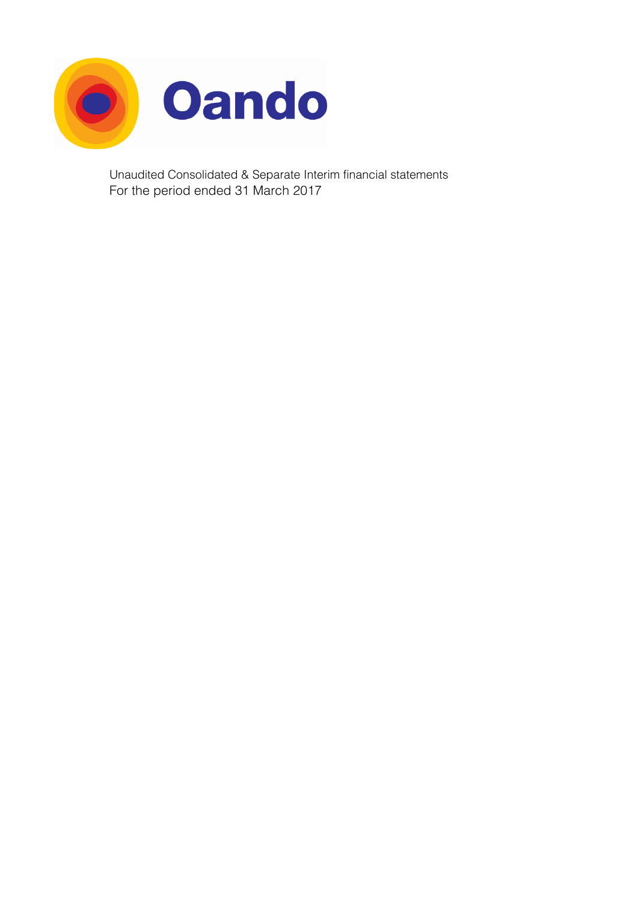# Oando

Unaudited Consolidated & Separate Interim financial statements
For the period ended 31 March 2017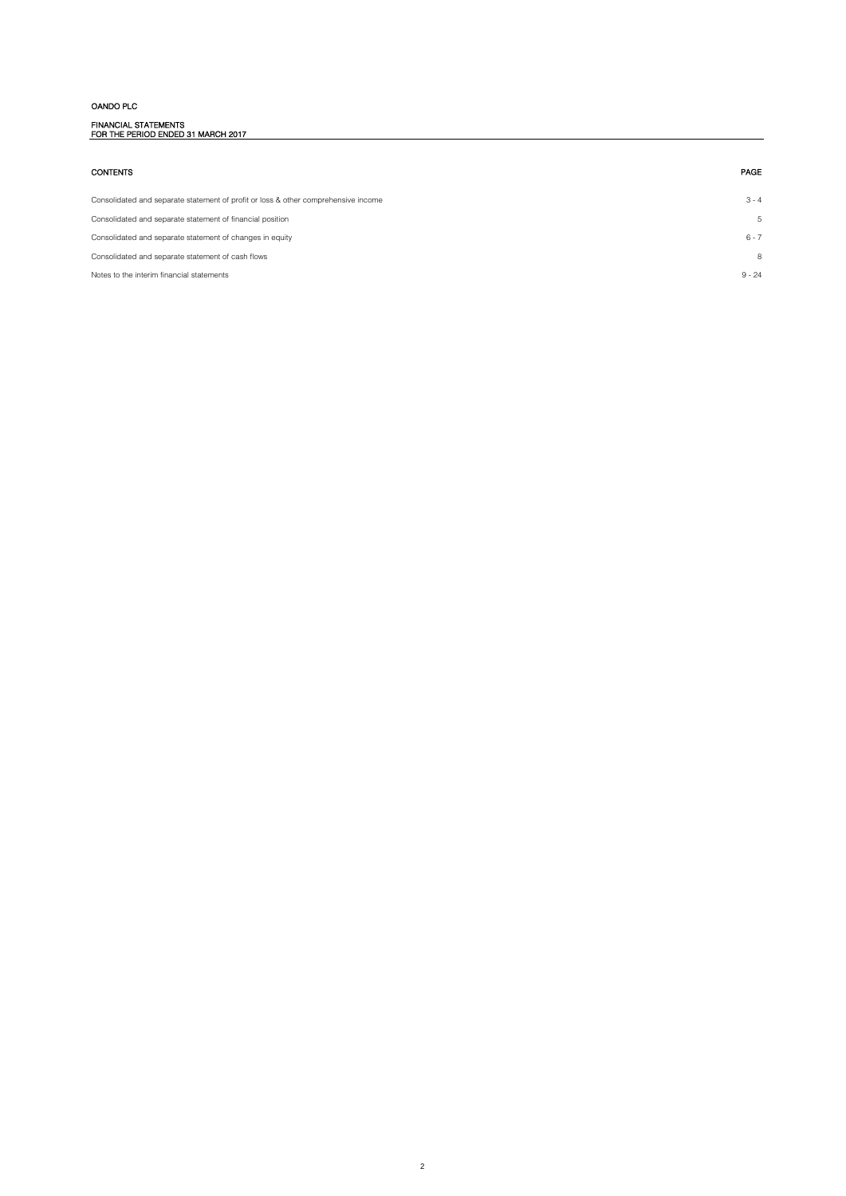# OANDO PLC

## FINANCIAL STATEMENTS
## FOR THE PERIOD ENDED 31 MARCH 2017

| CONTENTS | PAGE |
|---|---|
| Consolidated and separate statement of profit or loss & other comprehensive income | 3 - 4 |
| Consolidated and separate statement of financial position | 5 |
| Consolidated and separate statement of changes in equity | 6 - 7 |
| Consolidated and separate statement of cash flows | 8 |
| Notes to the interim financial statements | 9 - 24 |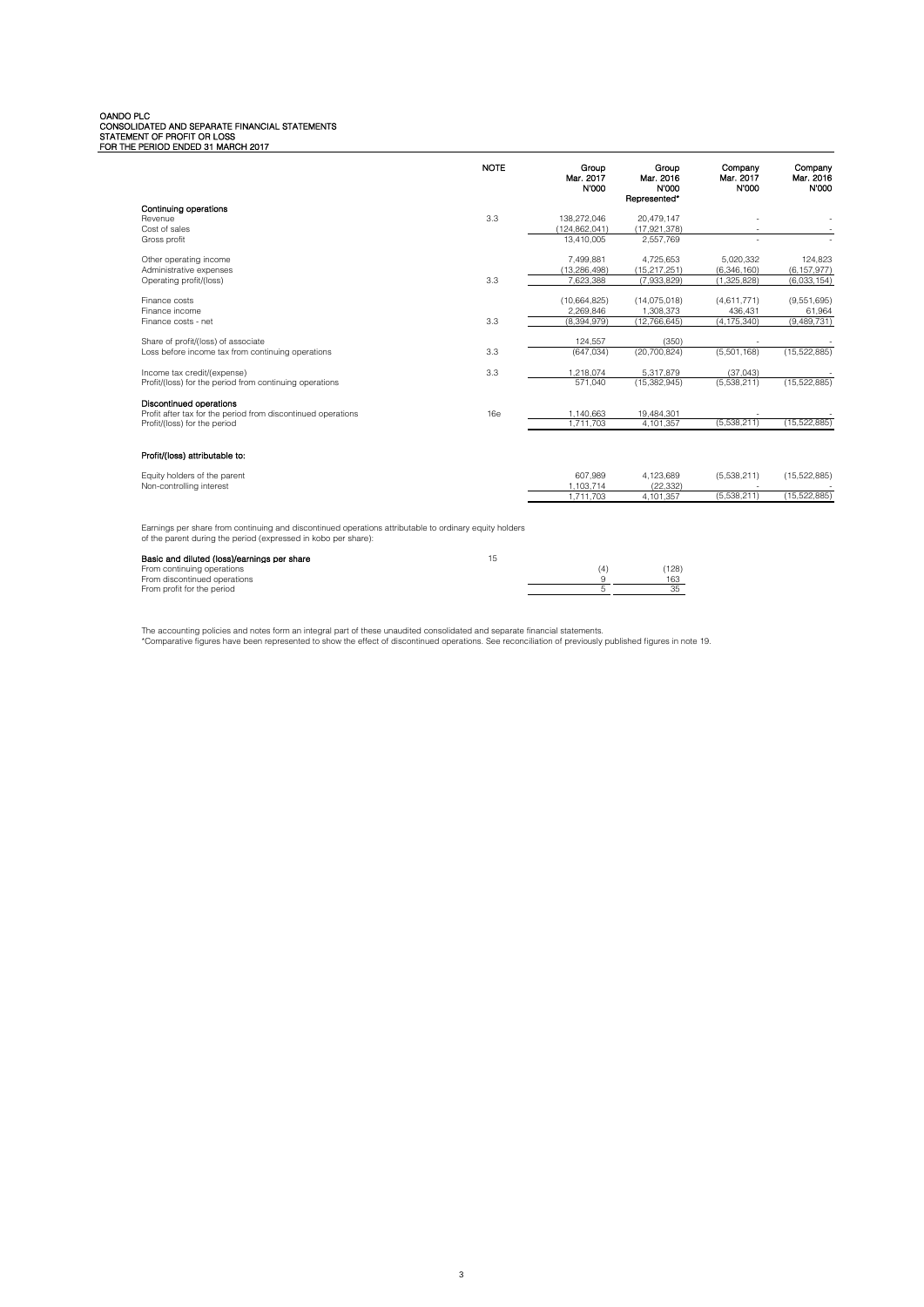# OANDO PLC
## CONSOLIDATED AND SEPARATE FINANCIAL STATEMENTS
## STATEMENT OF PROFIT OR LOSS
## FOR THE PERIOD ENDED 31 MARCH 2017

| | NOTE | Group Mar. 2017 N'000 | Group Mar. 2016 N'000 Represented* | Company Mar. 2017 N'000 | Company Mar. 2016 N'000 |
|---|---|---|---|---|---|
| **Continuing operations** | | | | | |
| Revenue | 3.3 | 138,272,046 | 20,479,147 | - | - |
| Cost of sales | | (124,862,041) | (17,921,378) | - | - |
| Gross profit | | 13,410,005 | 2,557,769 | - | - |
| Other operating income | | 7,499,881 | 4,725,653 | 5,020,332 | 124,823 |
| Administrative expenses | | (13,286,498) | (15,217,251) | (6,346,160) | (6,157,977) |
| Operating profit/(loss) | 3.3 | 7,623,388 | (7,933,829) | (1,325,828) | (6,033,154) |
| Finance costs | | (10,664,825) | (14,075,018) | (4,611,771) | (9,551,695) |
| Finance income | | 2,269,846 | 1,308,373 | 436,431 | 61,964 |
| Finance costs - net | 3.3 | (8,394,979) | (12,766,645) | (4,175,340) | (9,489,731) |
| Share of profit/(loss) of associate | | 124,557 | (350) | - | - |
| Loss before income tax from continuing operations | 3.3 | (647,034) | (20,700,824) | (5,501,168) | (15,522,885) |
| Income tax credit/(expense) | 3.3 | 1,218,074 | 5,317,879 | (37,043) | - |
| Profit/(loss) for the period from continuing operations | | 571,040 | (15,382,945) | (5,538,211) | (15,522,885) |
| **Discontinued operations** | | | | | |
| Profit after tax for the period from discontinued operations | 16e | 1,140,663 | 19,484,301 | - | - |
| Profit/(loss) for the period | | 1,711,703 | 4,101,357 | (5,538,211) | (15,522,885) |
| **Profit/(loss) attributable to:** | | | | | |
| Equity holders of the parent | | 607,989 | 4,123,689 | (5,538,211) | (15,522,885) |
| Non-controlling interest | | 1,103,714 | (22,332) | - | - |
| | | 1,711,703 | 4,101,357 | (5,538,211) | (15,522,885) |

Earnings per share from continuing and discontinued operations attributable to ordinary equity holders of the parent during the period (expressed in kobo per share):

| | NOTE | Group Mar. 2017 | Group Mar. 2016 |
|---|---|---|---|
| **Basic and diluted (loss)/earnings per share** | 15 | | |
| From continuing operations | | (4) | (128) |
| From discontinued operations | | 9 | 163 |
| From profit for the period | | 5 | 35 |

The accounting policies and notes form an integral part of these unaudited consolidated and separate financial statements.

*Comparative figures have been represented to show the effect of discontinued operations. See reconciliation of previously published figures in note 19.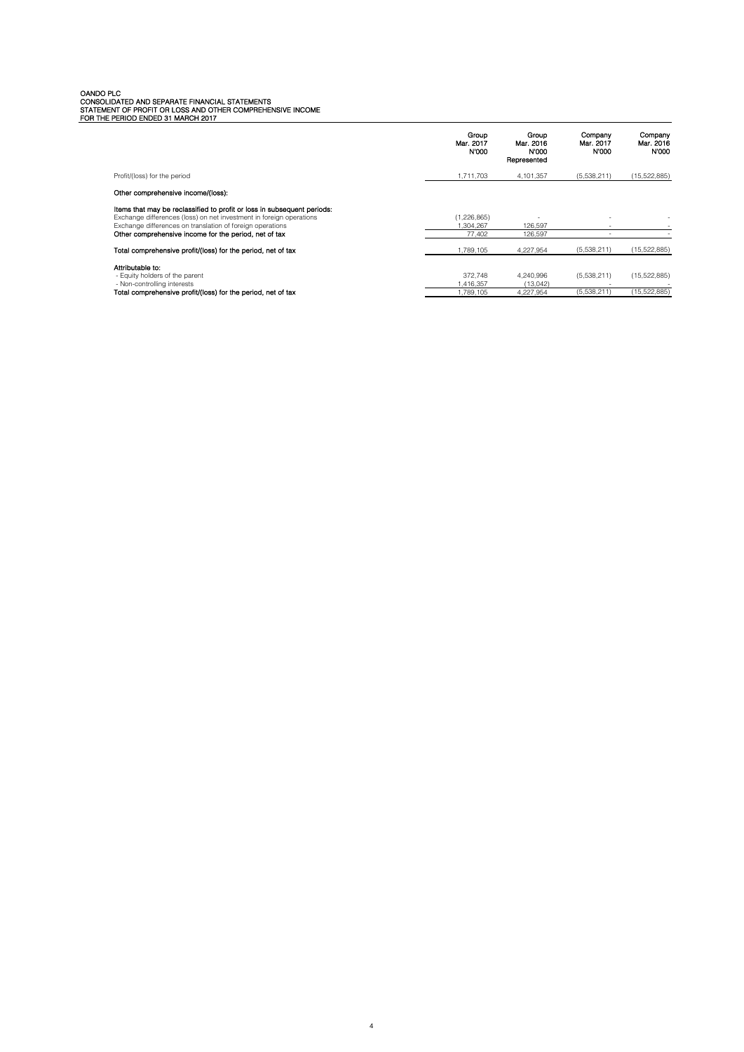OANDO PLC
CONSOLIDATED AND SEPARATE FINANCIAL STATEMENTS
STATEMENT OF PROFIT OR LOSS AND OTHER COMPREHENSIVE INCOME
FOR THE PERIOD ENDED 31 MARCH 2017

| | Group Mar. 2017 N'000 | Group Mar. 2016 N'000 Represented | Company Mar. 2017 N'000 | Company Mar. 2016 N'000 |
|---|---|---|---|---|
| Profit/(loss) for the period | 1,711,703 | 4,101,357 | (5,538,211) | (15,522,885) |
| **Other comprehensive income/(loss):** | | | | |
| **Items that may be reclassified to profit or loss in subsequent periods:** | | | | |
| Exchange differences (loss) on net investment in foreign operations | (1,226,865) | - | - | - |
| Exchange differences on translation of foreign operations | 1,304,267 | 126,597 | - | - |
| **Other comprehensive income for the period, net of tax** | 77,402 | 126,597 | - | - |
| **Total comprehensive profit/(loss) for the period, net of tax** | 1,789,105 | 4,227,954 | (5,538,211) | (15,522,885) |
| **Attributable to:** | | | | |
| - Equity holders of the parent | 372,748 | 4,240,996 | (5,538,211) | (15,522,885) |
| - Non-controlling interests | 1,416,357 | (13,042) | - | - |
| **Total comprehensive profit/(loss) for the period, net of tax** | 1,789,105 | 4,227,954 | (5,538,211) | (15,522,885) |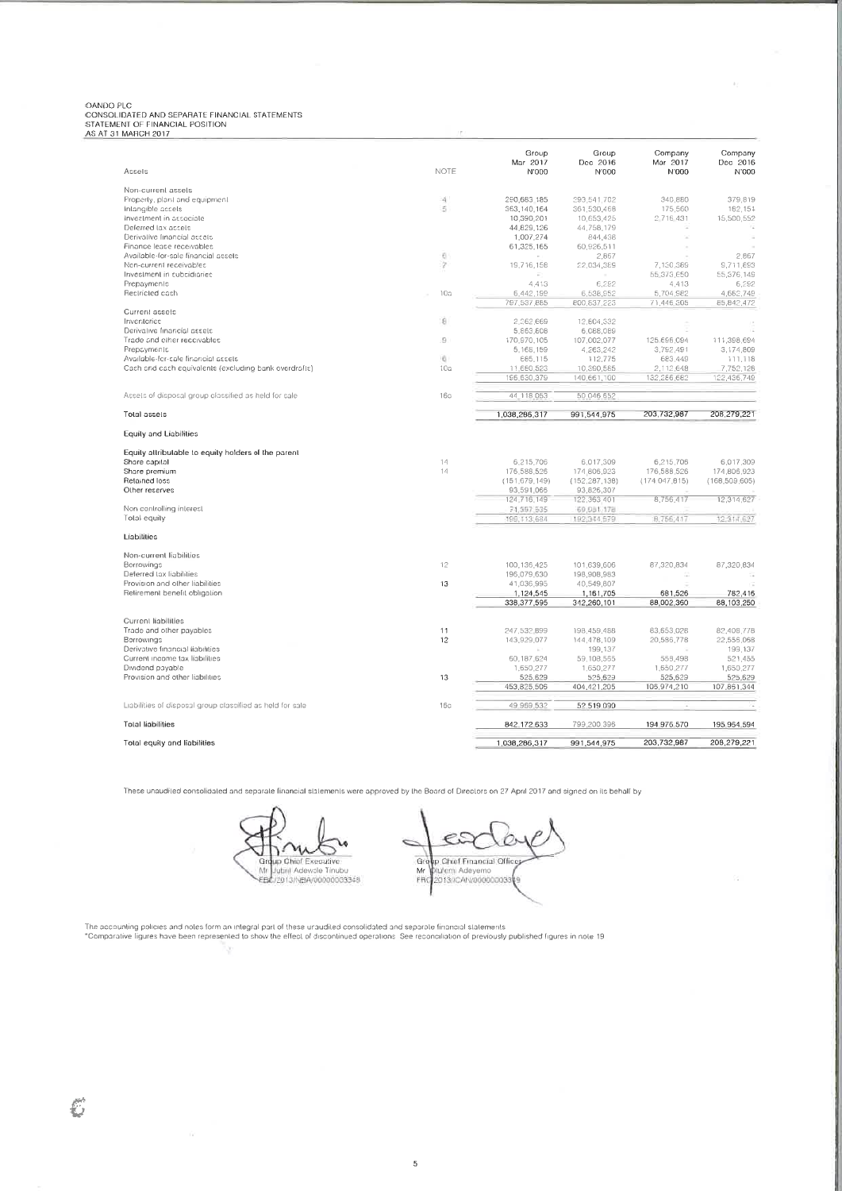OANDO PLC
CONSOLIDATED AND SEPARATE FINANCIAL STATEMENTS
STATEMENT OF FINANCIAL POSITION
AS AT 31 MARCH 2017

| Assets | NOTE | Group Mar 2017 N'000 | Group Dec 2016 N'000 | Company Mar 2017 N'000 | Company Dec 2016 N'000 |
|---|---|---|---|---|---|
| **Non-current assets** | | | | | |
| Property, plant and equipment | 4 | 290,683,185 | 293,541,702 | 340,880 | 379,819 |
| Intangible assets | 5 | 363,140,164 | 361,530,468 | 175,560 | 182,154 |
| Investment in associate | | 10,390,201 | 10,653,425 | 2,716,431 | 15,500,552 |
| Deferred tax assets | | 44,629,126 | 44,758,179 | - | - |
| Derivative financial assets | | 1,007,274 | 844,436 | - | - |
| Finance lease receivables | | 61,325,165 | 60,926,511 | - | - |
| Available-for-sale financial assets | 6 | - | 2,867 | - | 2,867 |
| Non-current receivables | 7 | 19,716,158 | 22,034,369 | 7,130,369 | 9,711,693 |
| Investment in subsidiaries | | - | - | 55,373,650 | 55,576,149 |
| Prepayments | | 4,413 | 6,292 | 4,413 | 6,292 |
| Restricted cash | 10a | 6,442,159 | 6,538,952 | 5,704,582 | 4,662,749 |
| | | 797,637,865 | 800,837,223 | 71,446,305 | 85,842,472 |
| **Current assets** | | | | | |
| Inventories | 8 | 2,262,669 | 12,604,332 | - | - |
| Derivative financial assets | | 5,863,808 | 6,068,089 | - | - |
| Trade and other receivables | 9 | 170,670,105 | 107,002,077 | 125,696,094 | 111,398,694 |
| Prepayments | | 5,168,159 | 4,263,242 | 3,792,491 | 3,174,809 |
| Available-for-sale financial assets | 6 | 685,115 | 112,775 | 683,449 | 111,118 |
| Cash and cash equivalents (excluding bank overdrafts) | 10a | 11,980,523 | 10,390,565 | 2,112,648 | 7,752,128 |
| | | 196,630,379 | 140,661,100 | 132,286,682 | 122,436,749 |
| Assets of disposal group classified as held for sale | 16c | 44,118,053 | 50,046,652 | | |
| **Total assets** | | 1,038,286,317 | 991,544,975 | 203,732,987 | 208,279,221 |
| **Equity and Liabilities** | | | | | |
| **Equity attributable to equity holders of the parent** | | | | | |
| Share capital | 14 | 6,215,706 | 6,017,309 | 6,215,706 | 6,017,309 |
| Share premium | 14 | 176,588,526 | 174,806,923 | 176,588,526 | 174,806,923 |
| Retained loss | | (151,679,149) | (152,287,138) | (174,047,815) | (168,509,605) |
| Other reserves | | 93,591,066 | 93,826,307 | | |
| | | 124,716,149 | 122,363,401 | 8,756,417 | 12,314,627 |
| Non controlling interest | | 71,397,535 | 69,981,178 | | |
| Total equity | | 196,113,684 | 192,344,579 | 8,756,417 | 12,314,627 |
| **Liabilities** | | | | | |
| **Non-current liabilities** | | | | | |
| Borrowings | 12 | 100,136,425 | 101,639,606 | 87,320,834 | 87,320,834 |
| Deferred tax liabilities | | 196,079,630 | 198,908,983 | - | - |
| Provision and other liabilities | 13 | 41,036,995 | 40,549,807 | - | - |
| Retirement benefit obligation | | 1,124,545 | 1,161,705 | 681,526 | 782,416 |
| | | 338,377,595 | 342,260,101 | 88,002,360 | 88,103,250 |
| **Current liabilities** | | | | | |
| Trade and other payables | 11 | 247,532,899 | 198,459,488 | 83,653,026 | 82,408,778 |
| Borrowings | 12 | 143,929,077 | 144,478,109 | 20,585,778 | 22,556,068 |
| Derivative financial liabilities | | - | 199,137 | - | 199,137 |
| Current income tax liabilities | | 60,187,624 | 59,108,565 | 559,498 | 521,455 |
| Dividend payable | | 1,650,277 | 1,650,277 | 1,650,277 | 1,650,277 |
| Provision and other liabilities | 13 | 525,629 | 525,629 | 525,629 | 525,629 |
| | | 453,825,506 | 404,421,205 | 106,974,210 | 107,861,344 |
| Liabilities of disposal group classified as held for sale | 16c | 49,969,532 | 52,519,090 | - | - |
| **Total liabilities** | | 842,172,633 | 799,200,396 | 194,976,570 | 195,964,594 |
| **Total equity and liabilities** | | 1,038,286,317 | 991,544,975 | 203,732,987 | 208,279,221 |

These unaudited consolidated and separate financial statements were approved by the Board of Directors on 27 April 2017 and signed on its behalf by

Group Chief Executive
Mr Jubril Adewale Tinubu
FRC/2013/NBA/00000003348

Group Chief Financial Officer
Mr Olufemi Adeyemo
FRC/2013/ICAN/00000003319

The accounting policies and notes form an integral part of these unaudited consolidated and separate financial statements.
*Comparative figures have been represented to show the effect of discontinued operations. See reconciliation of previously published figures in note 19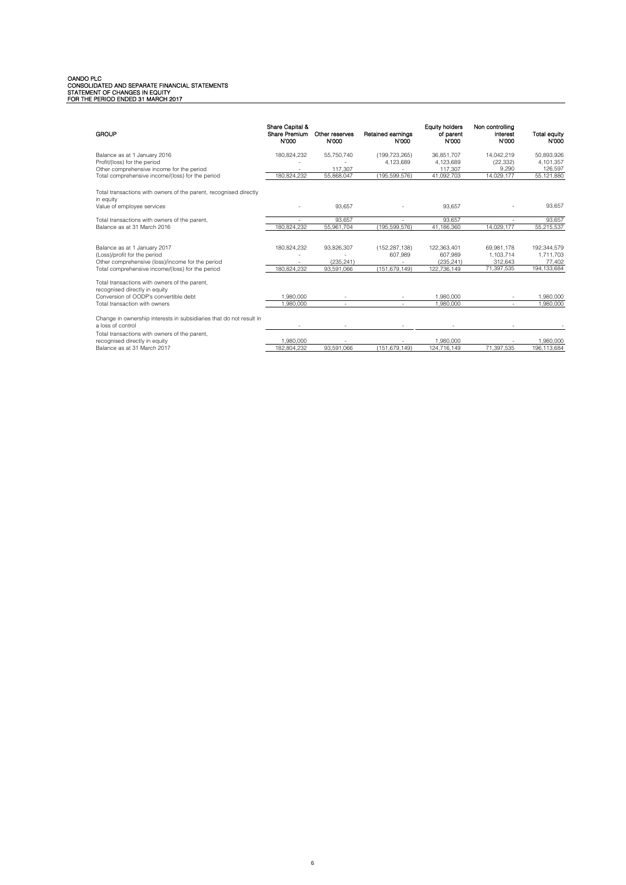**OANDO PLC**
**CONSOLIDATED AND SEPARATE FINANCIAL STATEMENTS**
**STATEMENT OF CHANGES IN EQUITY**
**FOR THE PERIOD ENDED 31 MARCH 2017**

| GROUP | Share Capital & Share Premium N'000 | Other reserves N'000 | Retained earnings N'000 | Equity holders of parent N'000 | Non controlling interest N'000 | Total equity N'000 |
|---|---|---|---|---|---|---|
| Balance as at 1 January 2016 | 180,824,232 | 55,750,740 | (199,723,265) | 36,851,707 | 14,042,219 | 50,893,926 |
| Profit/(loss) for the period | - | - | 4,123,689 | 4,123,689 | (22,332) | 4,101,357 |
| Other comprehensive income for the period | - | 117,307 | - | 117,307 | 9,290 | 126,597 |
| Total comprehensive income/(loss) for the period | 180,824,232 | 55,868,047 | (195,599,576) | 41,092,703 | 14,029,177 | 55,121,880 |
| Total transactions with owners of the parent, recognised directly in equity | | | | | | |
| Value of employee services | - | 93,657 | - | 93,657 | - | 93,657 |
| Total transactions with owners of the parent, | - | 93,657 | - | 93,657 | - | 93,657 |
| Balance as at 31 March 2016 | 180,824,232 | 55,961,704 | (195,599,576) | 41,186,360 | 14,029,177 | 55,215,537 |
| Balance as at 1 January 2017 | 180,824,232 | 93,826,307 | (152,287,138) | 122,363,401 | 69,981,178 | 192,344,579 |
| (Loss)/profit for the period | - | - | 607,989 | 607,989 | 1,103,714 | 1,711,703 |
| Other comprehensive (loss)/income for the period | - | (235,241) | - | (235,241) | 312,643 | 77,402 |
| Total comprehensive income/(loss) for the period | 180,824,232 | 93,591,066 | (151,679,149) | 122,736,149 | 71,397,535 | 194,133,684 |
| Total transactions with owners of the parent, recognised directly in equity | | | | | | |
| Conversion of OODP's convertible debt | 1,980,000 | - | - | 1,980,000 | - | 1,980,000 |
| Total transaction with owners | 1,980,000 | - | - | 1,980,000 | - | 1,980,000 |
| Change in ownership interests in subsidiaries that do not result in a loss of control | - | - | - | - | - | - |
| Total transactions with owners of the parent, recognised directly in equity | 1,980,000 | - | - | 1,980,000 | - | 1,980,000 |
| Balance as at 31 March 2017 | 182,804,232 | 93,591,066 | (151,679,149) | 124,716,149 | 71,397,535 | 196,113,684 |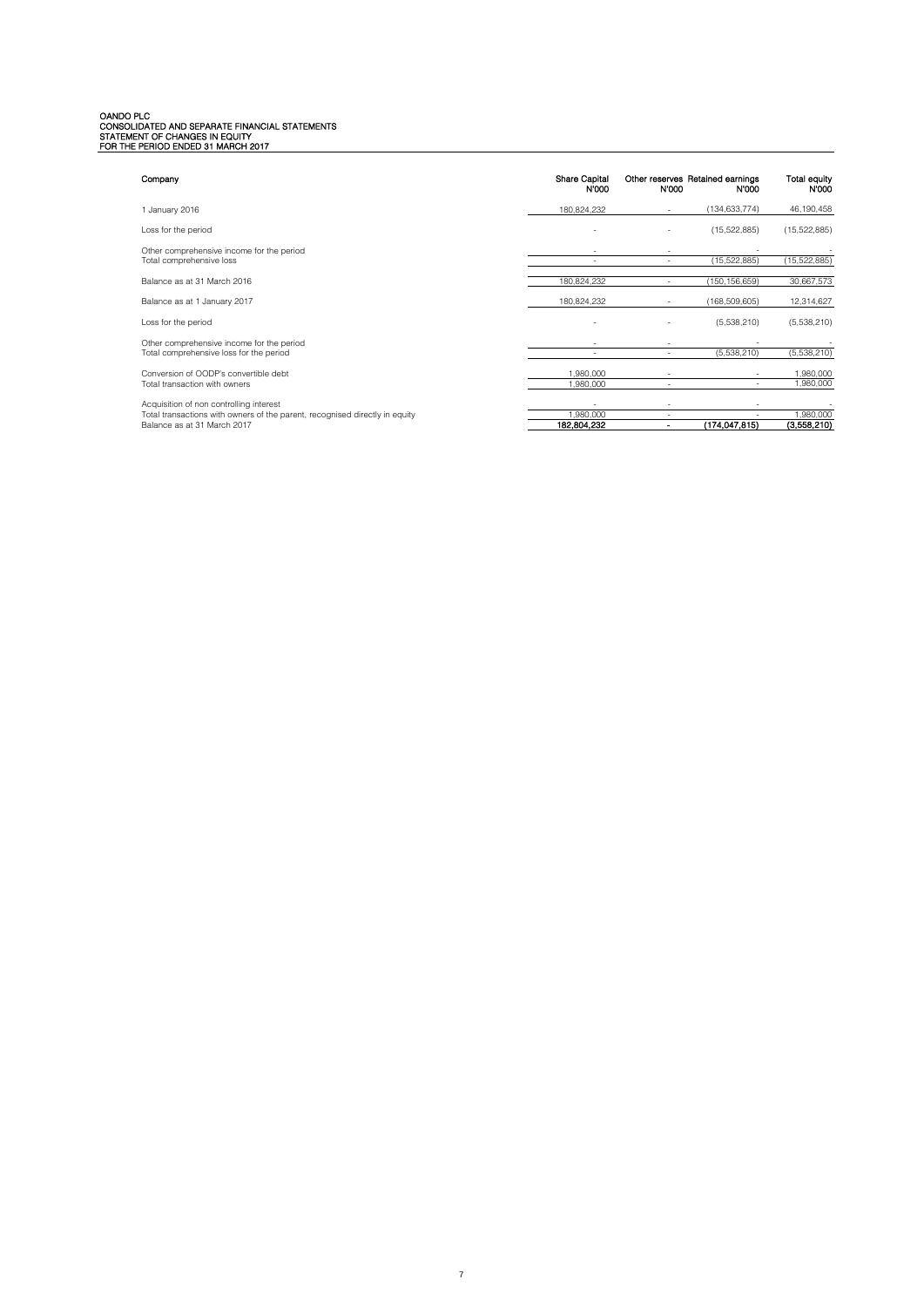**OANDO PLC**
**CONSOLIDATED AND SEPARATE FINANCIAL STATEMENTS**
**STATEMENT OF CHANGES IN EQUITY**
**FOR THE PERIOD ENDED 31 MARCH 2017**

| Company | Share Capital N'000 | Other reserves N'000 | Retained earnings N'000 | Total equity N'000 |
|---|---|---|---|---|
| 1 January 2016 | 180,824,232 | - | (134,633,774) | 46,190,458 |
| Loss for the period | - | - | (15,522,885) | (15,522,885) |
| Other comprehensive income for the period | - | - | - | - |
| Total comprehensive loss | - | - | (15,522,885) | (15,522,885) |
| Balance as at 31 March 2016 | 180,824,232 | - | (150,156,659) | 30,667,573 |
| Balance as at 1 January 2017 | 180,824,232 | - | (168,509,605) | 12,314,627 |
| Loss for the period | - | - | (5,538,210) | (5,538,210) |
| Other comprehensive income for the period | - | - | - | - |
| Total comprehensive loss for the period | - | - | (5,538,210) | (5,538,210) |
| Conversion of OODP's convertible debt | 1,980,000 | - | - | 1,980,000 |
| Total transaction with owners | 1,980,000 | - | - | 1,980,000 |
| Acquisition of non controlling interest | - | - | - | - |
| Total transactions with owners of the parent, recognised directly in equity | 1,980,000 | - | - | 1,980,000 |
| **Balance as at 31 March 2017** | **182,804,232** | **-** | **(174,047,815)** | **(3,558,210)** |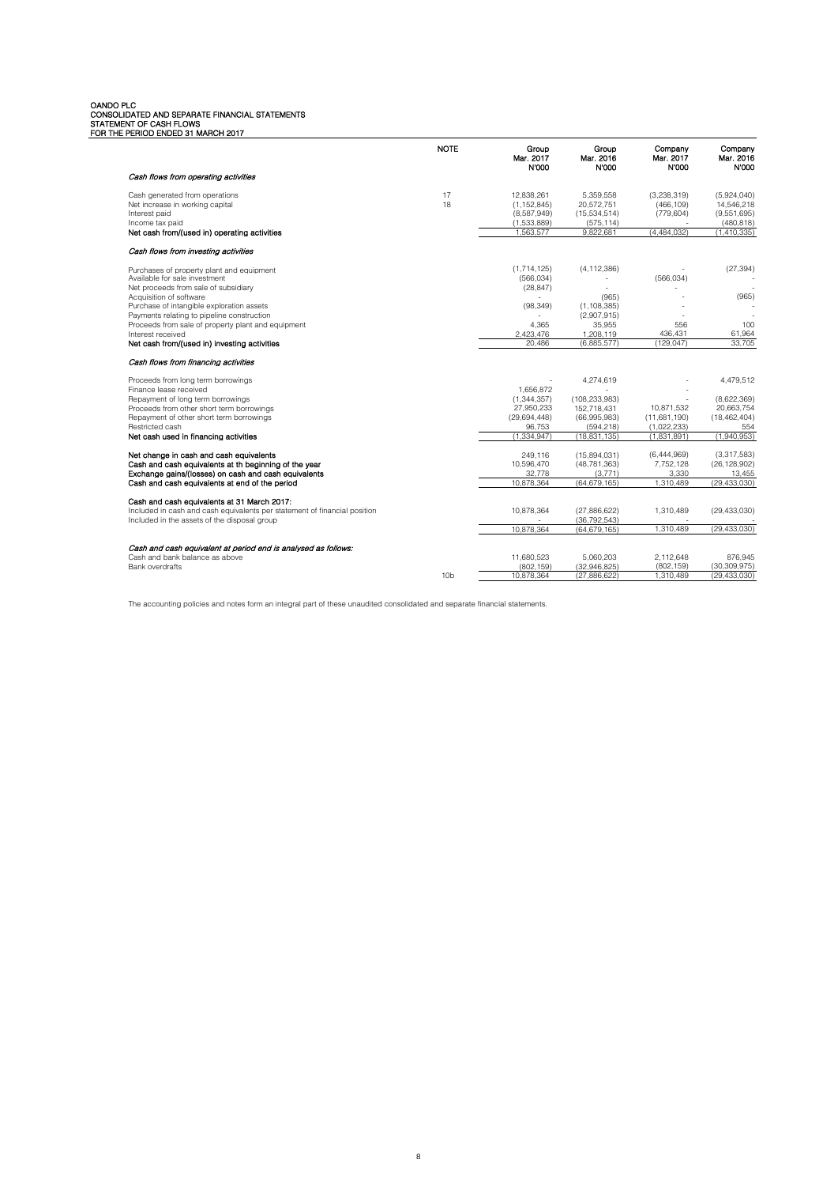OANDO PLC
CONSOLIDATED AND SEPARATE FINANCIAL STATEMENTS
STATEMENT OF CASH FLOWS
FOR THE PERIOD ENDED 31 MARCH 2017

| | NOTE | Group Mar. 2017 N'000 | Group Mar. 2016 N'000 | Company Mar. 2017 N'000 | Company Mar. 2016 N'000 |
|---|---|---|---|---|---|
| *Cash flows from operating activities* | | | | | |
| Cash generated from operations | 17 | 12,838,261 | 5,359,558 | (3,238,319) | (5,924,040) |
| Net increase in working capital | 18 | (1,152,845) | 20,572,751 | (466,109) | 14,546,218 |
| Interest paid | | (8,587,949) | (15,534,514) | (779,604) | (9,551,695) |
| Income tax paid | | (1,533,889) | (575,114) | - | (480,818) |
| **Net cash from/(used in) operating activities** | | 1,563,577 | 9,822,681 | (4,484,032) | (1,410,335) |
| *Cash flows from investing activities* | | | | | |
| Purchases of property plant and equipment | | (1,714,125) | (4,112,386) | - | (27,394) |
| Available for sale investment | | (566,034) | - | (566,034) | - |
| Net proceeds from sale of subsidiary | | (28,847) | - | - | - |
| Acquisition of software | | - | (965) | - | (965) |
| Purchase of intangible exploration assets | | (98,349) | (1,108,385) | - | - |
| Payments relating to pipeline construction | | - | (2,907,915) | - | - |
| Proceeds from sale of property plant and equipment | | 4,365 | 35,955 | 556 | 100 |
| Interest received | | 2,423,476 | 1,208,119 | 436,431 | 61,964 |
| **Net cash from/(used in) investing activities** | | 20,486 | (6,885,577) | (129,047) | 33,705 |
| *Cash flows from financing activities* | | | | | |
| Proceeds from long term borrowings | | - | 4,274,619 | - | 4,479,512 |
| Finance lease received | | 1,656,872 | - | - | - |
| Repayment of long term borrowings | | (1,344,357) | (108,233,983) | - | (8,622,369) |
| Proceeds from other short term borrowings | | 27,950,233 | 152,718,431 | 10,871,532 | 20,663,754 |
| Repayment of other short term borrowings | | (29,694,448) | (66,995,983) | (11,681,190) | (18,462,404) |
| Restricted cash | | 96,753 | (594,218) | (1,022,233) | 554 |
| **Net cash used in financing activities** | | (1,334,947) | (18,831,135) | (1,831,891) | (1,940,953) |
| **Net change in cash and cash equivalents** | | 249,116 | (15,894,031) | (6,444,969) | (3,317,583) |
| **Cash and cash equivalents at th beginning of the year** | | 10,596,470 | (48,781,363) | 7,752,128 | (26,128,902) |
| **Exchange gains/(losses) on cash and cash equivalents** | | 32,778 | (3,771) | 3,330 | 13,455 |
| **Cash and cash equivalents at end of the period** | | 10,878,364 | (64,679,165) | 1,310,489 | (29,433,030) |
| **Cash and cash equivalents at 31 March 2017:** | | | | | |
| Included in cash and cash equivalents per statement of financial position | | 10,878,364 | (27,886,622) | 1,310,489 | (29,433,030) |
| Included in the assets of the disposal group | | - | (36,792,543) | - | - |
| | | 10,878,364 | (64,679,165) | 1,310,489 | (29,433,030) |
| *Cash and cash equivalent at period end is analysed as follows:* | | | | | |
| Cash and bank balance as above | | 11,680,523 | 5,060,203 | 2,112,648 | 876,945 |
| Bank overdrafts | | (802,159) | (32,946,825) | (802,159) | (30,309,975) |
| | 10b | 10,878,364 | (27,886,622) | 1,310,489 | (29,433,030) |

The accounting policies and notes form an integral part of these unaudited consolidated and separate financial statements.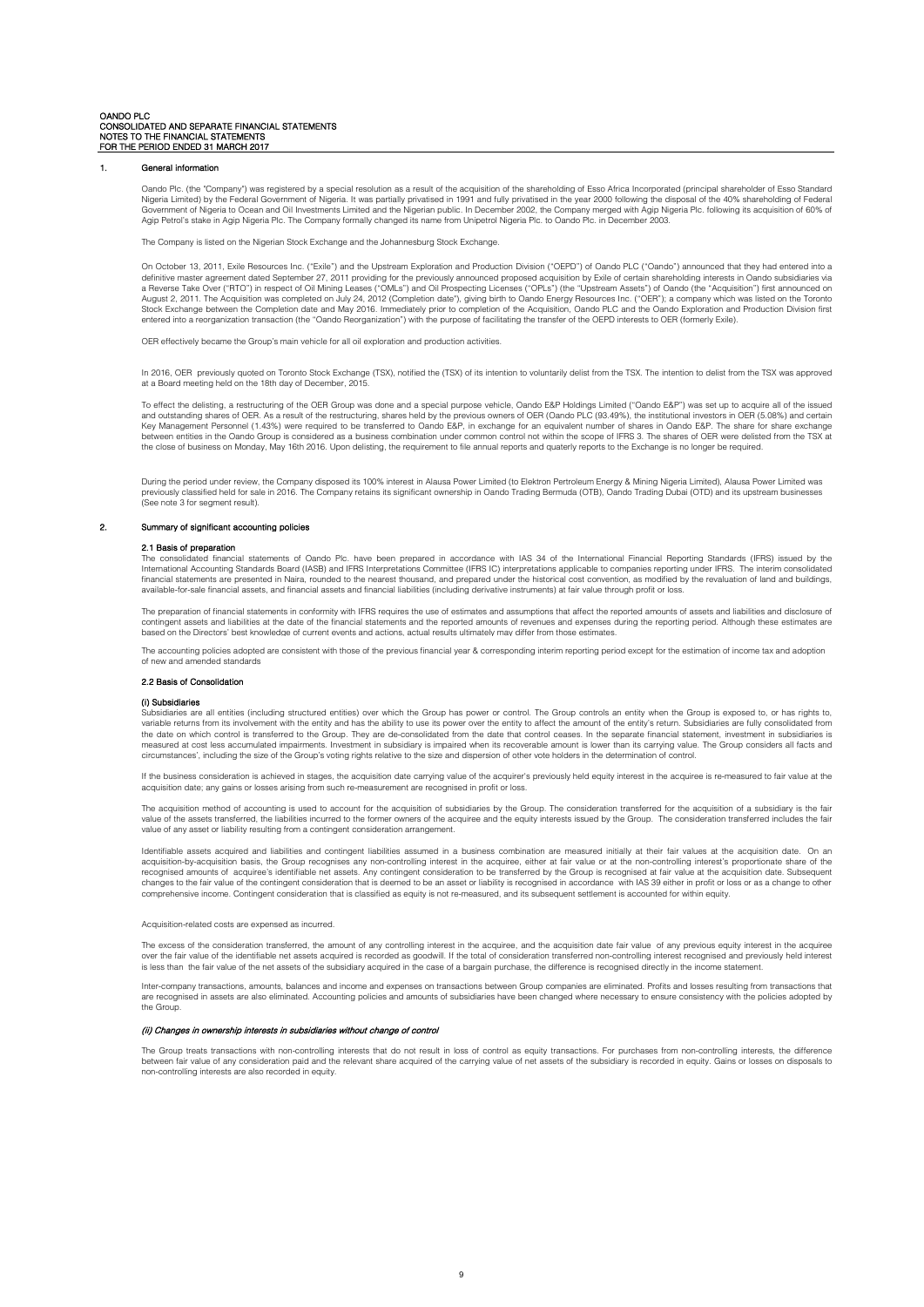OANDO PLC
CONSOLIDATED AND SEPARATE FINANCIAL STATEMENTS
NOTES TO THE FINANCIAL STATEMENTS
FOR THE PERIOD ENDED 31 MARCH 2017

## 1. General information

Oando Plc. (the "Company") was registered by a special resolution as a result of the acquisition of the shareholding of Esso Africa Incorporated (principal shareholder of Esso Standard Nigeria Limited) by the Federal Government of Nigeria. It was partially privatised in 1991 and fully privatised in the year 2000 following the disposal of the 40% shareholding of Federal Government of Nigeria to Ocean and Oil Investments Limited and the Nigerian public. In December 2002, the Company merged with Agip Nigeria Plc. following its acquisition of 60% of Agip Petrol's stake in Agip Nigeria Plc. The Company formally changed its name from Unipetrol Nigeria Plc. to Oando Plc. in December 2003.

The Company is listed on the Nigerian Stock Exchange and the Johannesburg Stock Exchange.

On October 13, 2011, Exile Resources Inc. ("Exile") and the Upstream Exploration and Production Division ("OEPD") of Oando PLC ("Oando") announced that they had entered into a definitive master agreement dated September 27, 2011 providing for the previously announced proposed acquisition by Exile of certain shareholding interests in Oando subsidiaries via a Reverse Take Over ("RTO") in respect of Oil Mining Leases ("OMLs") and Oil Prospecting Licenses ("OPLs") (the "Upstream Assets") of Oando (the "Acquisition") first announced on August 2, 2011. The Acquisition was completed on July 24, 2012 (Completion date"), giving birth to Oando Energy Resources Inc. ("OER"); a company which was listed on the Toronto Stock Exchange between the Completion date and May 2016. Immediately prior to completion of the Acquisition, Oando PLC and the Oando Exploration and Production Division first entered into a reorganization transaction (the "Oando Reorganization") with the purpose of facilitating the transfer of the OEPD interests to OER (formerly Exile).

OER effectively became the Group's main vehicle for all oil exploration and production activities.

In 2016, OER previously quoted on Toronto Stock Exchange (TSX), notified the (TSX) of its intention to voluntarily delist from the TSX. The intention to delist from the TSX was approved at a Board meeting held on the 18th day of December, 2015.

To effect the delisting, a restructuring of the OER Group was done and a special purpose vehicle, Oando E&P Holdings Limited ("Oando E&P") was set up to acquire all of the issued and outstanding shares of OER. As a result of the restructuring, shares held by the previous owners of OER (Oando PLC (93.49%), the institutional investors in OER (5.08%) and certain Key Management Personnel (1.43%) were required to be transferred to Oando E&P, in exchange for an equivalent number of shares in Oando E&P. The share for share exchange between entities in the Oando Group is considered as a business combination under common control not within the scope of IFRS 3. The shares of OER were delisted from the TSX at the close of business on Monday, May 16th 2016. Upon delisting, the requirement to file annual reports and quaterly reports to the Exchange is no longer be required.

During the period under review, the Company disposed its 100% interest in Alausa Power Limited (to Elektron Pertroleum Energy & Mining Nigeria Limited), Alausa Power Limited was previously classified held for sale in 2016. The Company retains its significant ownership in Oando Trading Bermuda (OTB), Oando Trading Dubai (OTD) and its upstream businesses (See note 3 for segment result).

## 2. Summary of significant accounting policies

### 2.1 Basis of preparation

The consolidated financial statements of Oando Plc. have been prepared in accordance with IAS 34 of the International Financial Reporting Standards (IFRS) issued by the International Accounting Standards Board (IASB) and IFRS Interpretations Committee (IFRS IC) interpretations applicable to companies reporting under IFRS. The interim consolidated financial statements are presented in Naira, rounded to the nearest thousand, and prepared under the historical cost convention, as modified by the revaluation of land and buildings, available-for-sale financial assets, and financial assets and financial liabilities (including derivative instruments) at fair value through profit or loss.

The preparation of financial statements in conformity with IFRS requires the use of estimates and assumptions that affect the reported amounts of assets and liabilities and disclosure of contingent assets and liabilities at the date of the financial statements and the reported amounts of revenues and expenses during the reporting period. Although these estimates are based on the Directors' best knowledge of current events and actions, actual results ultimately may differ from those estimates.

The accounting policies adopted are consistent with those of the previous financial year & corresponding interim reporting period except for the estimation of income tax and adoption of new and amended standards

### 2.2 Basis of Consolidation

#### (i) Subsidiaries

Subsidiaries are all entities (including structured entities) over which the Group has power or control. The Group controls an entity when the Group is exposed to, or has rights to, variable returns from its involvement with the entity and has the ability to use its power over the entity to affect the amount of the entity's return. Subsidiaries are fully consolidated from the date on which control is transferred to the Group. They are de-consolidated from the date that control ceases. In the separate financial statement, investment in subsidiaries is measured at cost less accumulated impairments. Investment in subsidiary is impaired when its recoverable amount is lower than its carrying value. The Group considers all facts and circumstances', including the size of the Group's voting rights relative to the size and dispersion of other vote holders in the determination of control.

If the business consideration is achieved in stages, the acquisition date carrying value of the acquirer's previously held equity interest in the acquiree is re-measured to fair value at the acquisition date; any gains or losses arising from such re-measurement are recognised in profit or loss.

The acquisition method of accounting is used to account for the acquisition of subsidiaries by the Group. The consideration transferred for the acquisition of a subsidiary is the fair value of the assets transferred, the liabilities incurred to the former owners of the acquiree and the equity interests issued by the Group. The consideration transferred includes the fair value of any asset or liability resulting from a contingent consideration arrangement.

Identifiable assets acquired and liabilities and contingent liabilities assumed in a business combination are measured initially at their fair values at the acquisition date. On an acquisition-by-acquisition basis, the Group recognises any non-controlling interest in the acquiree, either at fair value or at the non-controlling interest's proportionate share of the recognised amounts of acquiree's identifiable net assets. Any contingent consideration to be transferred by the Group is recognised at fair value at the acquisition date. Subsequent changes to the fair value of the contingent consideration that is deemed to be an asset or liability is recognised in accordance with IAS 39 either in profit or loss or as a change to other comprehensive income. Contingent consideration that is classified as equity is not re-measured, and its subsequent settlement is accounted for within equity.

Acquisition-related costs are expensed as incurred.

The excess of the consideration transferred, the amount of any controlling interest in the acquiree, and the acquisition date fair value of any previous equity interest in the acquiree over the fair value of the identifiable net assets acquired is recorded as goodwill. If the total of consideration transferred non-controlling interest recognised and previously held interest is less than the fair value of the net assets of the subsidiary acquired in the case of a bargain purchase, the difference is recognised directly in the income statement.

Inter-company transactions, amounts, balances and income and expenses on transactions between Group companies are eliminated. Profits and losses resulting from transactions that are recognised in assets are also eliminated. Accounting policies and amounts of subsidiaries have been changed where necessary to ensure consistency with the policies adopted by the Group.

#### *(ii) Changes in ownership interests in subsidiaries without change of control*

The Group treats transactions with non-controlling interests that do not result in loss of control as equity transactions. For purchases from non-controlling interests, the difference between fair value of any consideration paid and the relevant share acquired of the carrying value of net assets of the subsidiary is recorded in equity. Gains or losses on disposals to non-controlling interests are also recorded in equity.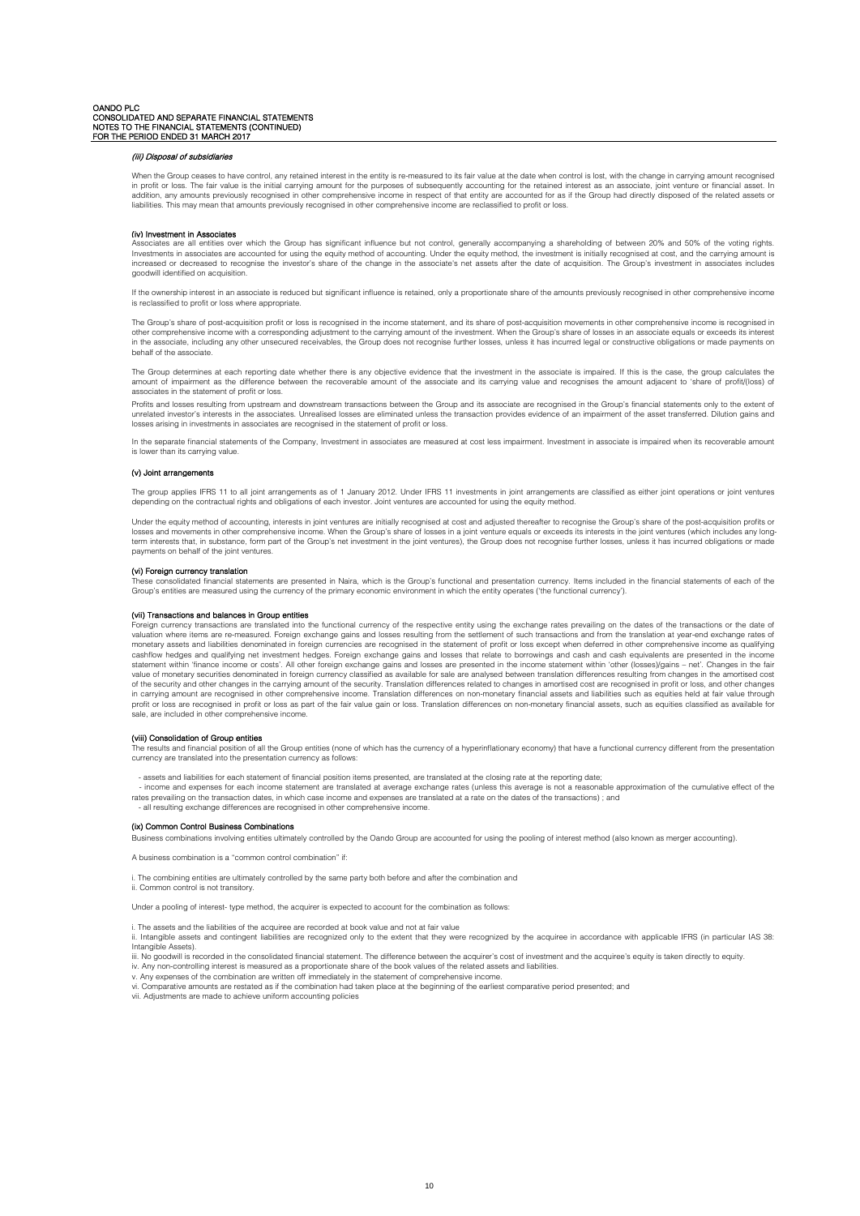#### *(iii) Disposal of subsidiaries*

When the Group ceases to have control, any retained interest in the entity is re-measured to its fair value at the date when control is lost, with the change in carrying amount recognised in profit or loss. The fair value is the initial carrying amount for the purposes of subsequently accounting for the retained interest as an associate, joint venture or financial asset. In addition, any amounts previously recognised in other comprehensive income in respect of that entity are accounted for as if the Group had directly disposed of the related assets or liabilities. This may mean that amounts previously recognised in other comprehensive income are reclassified to profit or loss.

#### (iv) Investment in Associates

Associates are all entities over which the Group has significant influence but not control, generally accompanying a shareholding of between 20% and 50% of the voting rights. Investments in associates are accounted for using the equity method of accounting. Under the equity method, the investment is initially recognised at cost, and the carrying amount is increased or decreased to recognise the investor's share of the change in the associate's net assets after the date of acquisition. The Group's investment in associates includes goodwill identified on acquisition.

If the ownership interest in an associate is reduced but significant influence is retained, only a proportionate share of the amounts previously recognised in other comprehensive income is reclassified to profit or loss where appropriate.

The Group's share of post-acquisition profit or loss is recognised in the income statement, and its share of post-acquisition movements in other comprehensive income is recognised in other comprehensive income with a corresponding adjustment to the carrying amount of the investment. When the Group's share of losses in an associate equals or exceeds its interest in the associate, including any other unsecured receivables, the Group does not recognise further losses, unless it has incurred legal or constructive obligations or made payments on behalf of the associate.

The Group determines at each reporting date whether there is any objective evidence that the investment in the associate is impaired. If this is the case, the group calculates the amount of impairment as the difference between the recoverable amount of the associate and its carrying value and recognises the amount adjacent to 'share of profit/(loss) of associates in the statement of profit or loss.

Profits and losses resulting from upstream and downstream transactions between the Group and its associate are recognised in the Group's financial statements only to the extent of unrelated investor's interests in the associates. Unrealised losses are eliminated unless the transaction provides evidence of an impairment of the asset transferred. Dilution gains and losses arising in investments in associates are recognised in the statement of profit or loss.

In the separate financial statements of the Company, Investment in associates are measured at cost less impairment. Investment in associate is impaired when its recoverable amount is lower than its carrying value.

#### (v) Joint arrangements

The group applies IFRS 11 to all joint arrangements as of 1 January 2012. Under IFRS 11 investments in joint arrangements are classified as either joint operations or joint ventures depending on the contractual rights and obligations of each investor. Joint ventures are accounted for using the equity method.

Under the equity method of accounting, interests in joint ventures are initially recognised at cost and adjusted thereafter to recognise the Group's share of the post-acquisition profits or losses and movements in other comprehensive income. When the Group's share of losses in a joint venture equals or exceeds its interests in the joint ventures (which includes any long-term interests that, in substance, form part of the Group's net investment in the joint ventures), the Group does not recognise further losses, unless it has incurred obligations or made payments on behalf of the joint ventures.

#### (vi) Foreign currency translation

These consolidated financial statements are presented in Naira, which is the Group's functional and presentation currency. Items included in the financial statements of each of the Group's entities are measured using the currency of the primary economic environment in which the entity operates ('the functional currency').

#### (vii) Transactions and balances in Group entities

Foreign currency transactions are translated into the functional currency of the respective entity using the exchange rates prevailing on the dates of the transactions or the date of valuation where items are re-measured. Foreign exchange gains and losses resulting from the settlement of such transactions and from the translation at year-end exchange rates of monetary assets and liabilities denominated in foreign currencies are recognised in the statement of profit or loss except when deferred in other comprehensive income as qualifying cashflow hedges and qualifying net investment hedges. Foreign exchange gains and losses that relate to borrowings and cash and cash equivalents are presented in the income statement within 'finance income or costs'. All other foreign exchange gains and losses are presented in the income statement within 'other (losses)/gains – net'. Changes in the fair value of monetary securities denominated in foreign currency classified as available for sale are analysed between translation differences resulting from changes in the amortised cost of the security and other changes in the carrying amount of the security. Translation differences related to changes in amortised cost are recognised in profit or loss, and other changes in carrying amount are recognised in other comprehensive income. Translation differences on non-monetary financial assets and liabilities such as equities held at fair value through profit or loss are recognised in profit or loss as part of the fair value gain or loss. Translation differences on non-monetary financial assets, such as equities classified as available for sale, are included in other comprehensive income.

#### (viii) Consolidation of Group entities

The results and financial position of all the Group entities (none of which has the currency of a hyperinflationary economy) that have a functional currency different from the presentation currency are translated into the presentation currency as follows:

- assets and liabilities for each statement of financial position items presented, are translated at the closing rate at the reporting date;
- income and expenses for each income statement are translated at average exchange rates (unless this average is not a reasonable approximation of the cumulative effect of the rates prevailing on the transaction dates, in which case income and expenses are translated at a rate on the dates of the transactions) ; and
- all resulting exchange differences are recognised in other comprehensive income.

#### (ix) Common Control Business Combinations

Business combinations involving entities ultimately controlled by the Oando Group are accounted for using the pooling of interest method (also known as merger accounting).

A business combination is a "common control combination" if:

i. The combining entities are ultimately controlled by the same party both before and after the combination and
ii. Common control is not transitory.

Under a pooling of interest- type method, the acquirer is expected to account for the combination as follows:

i. The assets and the liabilities of the acquiree are recorded at book value and not at fair value
ii. Intangible assets and contingent liabilities are recognized only to the extent that they were recognized by the acquiree in accordance with applicable IFRS (in particular IAS 38: Intangible Assets).
iii. No goodwill is recorded in the consolidated financial statement. The difference between the acquirer's cost of investment and the acquiree's equity is taken directly to equity.
iv. Any non-controlling interest is measured as a proportionate share of the book values of the related assets and liabilities.
v. Any expenses of the combination are written off immediately in the statement of comprehensive income.
vi. Comparative amounts are restated as if the combination had taken place at the beginning of the earliest comparative period presented; and
vii. Adjustments are made to achieve uniform accounting policies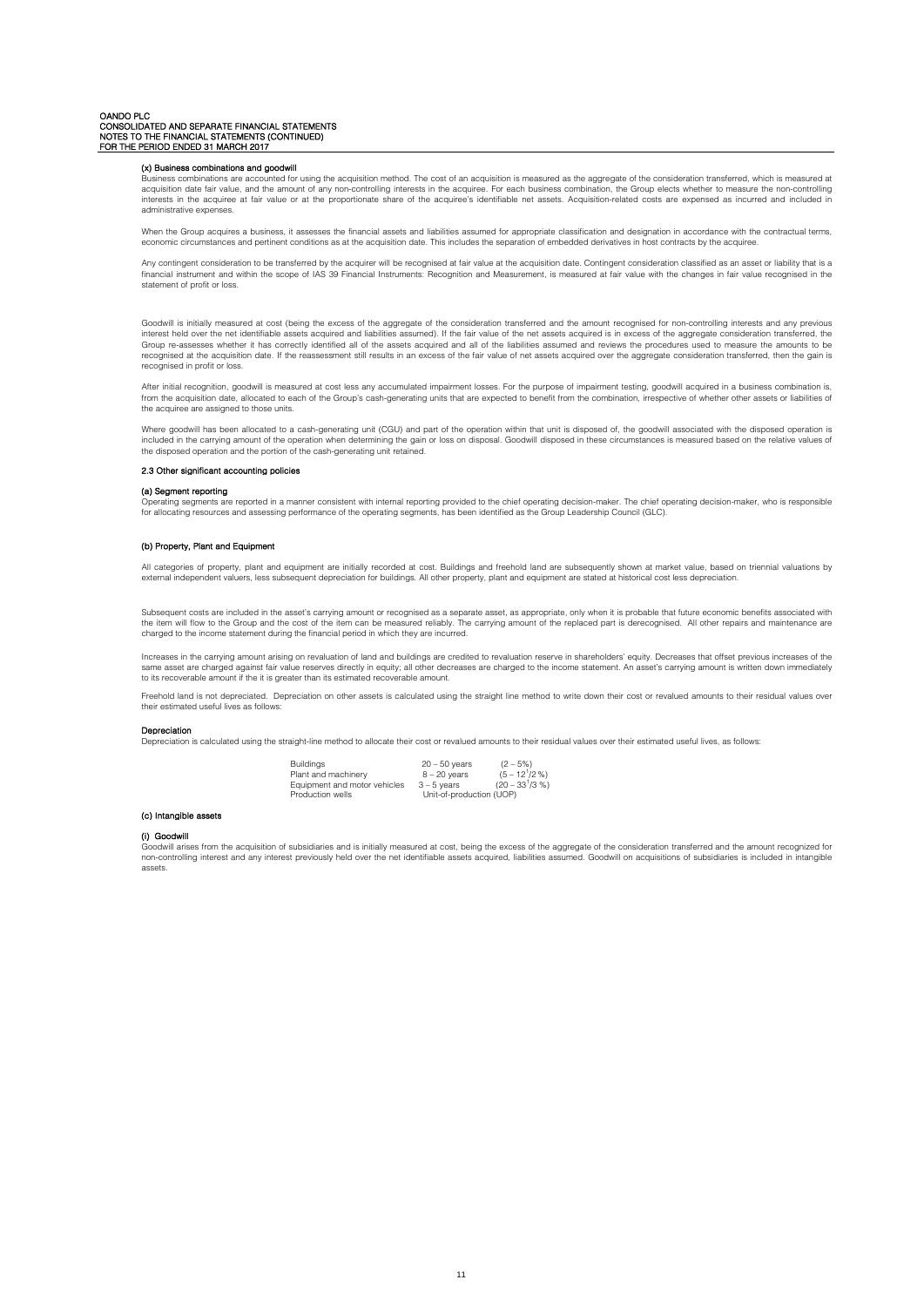### (x) Business combinations and goodwill

Business combinations are accounted for using the acquisition method. The cost of an acquisition is measured as the aggregate of the consideration transferred, which is measured at acquisition date fair value, and the amount of any non-controlling interests in the acquiree. For each business combination, the Group elects whether to measure the non-controlling interests in the acquiree at fair value or at the proportionate share of the acquiree's identifiable net assets. Acquisition-related costs are expensed as incurred and included in administrative expenses.

When the Group acquires a business, it assesses the financial assets and liabilities assumed for appropriate classification and designation in accordance with the contractual terms, economic circumstances and pertinent conditions as at the acquisition date. This includes the separation of embedded derivatives in host contracts by the acquiree.

Any contingent consideration to be transferred by the acquirer will be recognised at fair value at the acquisition date. Contingent consideration classified as an asset or liability that is a financial instrument and within the scope of IAS 39 Financial Instruments: Recognition and Measurement, is measured at fair value with the changes in fair value recognised in the statement of profit or loss.

Goodwill is initially measured at cost (being the excess of the aggregate of the consideration transferred and the amount recognised for non-controlling interests and any previous interest held over the net identifiable assets acquired and liabilities assumed). If the fair value of the net assets acquired is in excess of the aggregate consideration transferred, the Group re-assesses whether it has correctly identified all of the assets acquired and all of the liabilities assumed and reviews the procedures used to measure the amounts to be recognised at the acquisition date. If the reassessment still results in an excess of the fair value of net assets acquired over the aggregate consideration transferred, then the gain is recognised in profit or loss.

After initial recognition, goodwill is measured at cost less any accumulated impairment losses. For the purpose of impairment testing, goodwill acquired in a business combination is, from the acquisition date, allocated to each of the Group's cash-generating units that are expected to benefit from the combination, irrespective of whether other assets or liabilities of the acquiree are assigned to those units.

Where goodwill has been allocated to a cash-generating unit (CGU) and part of the operation within that unit is disposed of, the goodwill associated with the disposed operation is included in the carrying amount of the operation when determining the gain or loss on disposal. Goodwill disposed in these circumstances is measured based on the relative values of the disposed operation and the portion of the cash-generating unit retained.

## 2.3 Other significant accounting policies

### (a) Segment reporting

Operating segments are reported in a manner consistent with internal reporting provided to the chief operating decision-maker. The chief operating decision-maker, who is responsible for allocating resources and assessing performance of the operating segments, has been identified as the Group Leadership Council (GLC).

### (b) Property, Plant and Equipment

All categories of property, plant and equipment are initially recorded at cost. Buildings and freehold land are subsequently shown at market value, based on triennial valuations by external independent valuers, less subsequent depreciation for buildings. All other property, plant and equipment are stated at historical cost less depreciation.

Subsequent costs are included in the asset's carrying amount or recognised as a separate asset, as appropriate, only when it is probable that future economic benefits associated with the item will flow to the Group and the cost of the item can be measured reliably. The carrying amount of the replaced part is derecognised. All other repairs and maintenance are charged to the income statement during the financial period in which they are incurred.

Increases in the carrying amount arising on revaluation of land and buildings are credited to revaluation reserve in shareholders' equity. Decreases that offset previous increases of the same asset are charged against fair value reserves directly in equity; all other decreases are charged to the income statement. An asset's carrying amount is written down immediately to its recoverable amount if the it is greater than its estimated recoverable amount.

Freehold land is not depreciated. Depreciation on other assets is calculated using the straight line method to write down their cost or revalued amounts to their residual values over their estimated useful lives as follows:

### Depreciation

Depreciation is calculated using the straight-line method to allocate their cost or revalued amounts to their residual values over their estimated useful lives, as follows:

| | | |
|---|---|---|
| Buildings | 20 – 50 years | (2 – 5%) |
| Plant and machinery | 8 – 20 years | (5 – 12$^{1}$/2 %) |
| Equipment and motor vehicles | 3 – 5 years | (20 – 33$^{1}$/3 %) |
| Production wells | Unit-of-production (UOP) | |

### (c) Intangible assets

#### (i) Goodwill

Goodwill arises from the acquisition of subsidiaries and is initially measured at cost, being the excess of the aggregate of the consideration transferred and the amount recognized for non-controlling interest and any interest previously held over the net identifiable assets acquired, liabilities assumed. Goodwill on acquisitions of subsidiaries is included in intangible assets.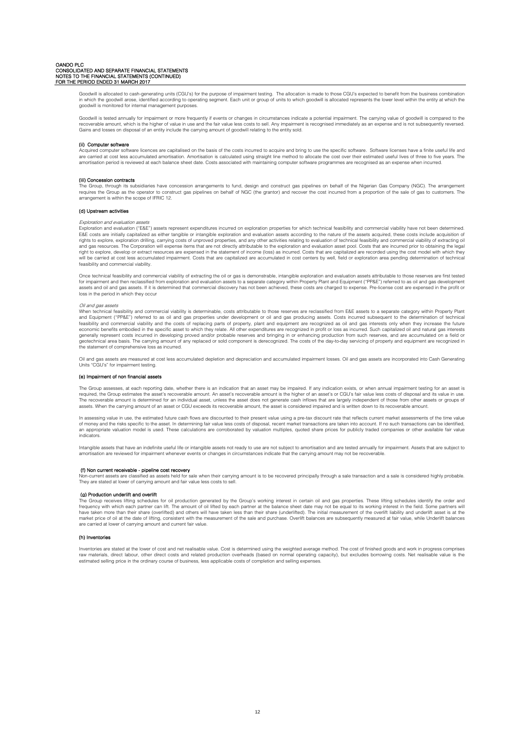Goodwill is allocated to cash-generating units (CGU's) for the purpose of impairment testing. The allocation is made to those CGU's expected to benefit from the business combination in which the goodwill arose, identified according to operating segment. Each unit or group of units to which goodwill is allocated represents the lower level within the entity at which the goodwill is monitored for internal management purposes.

Goodwill is tested annually for impairment or more frequently if events or changes in circumstances indicate a potential impairment. The carrying value of goodwill is compared to the recoverable amount, which is the higher of value in use and the fair value less costs to sell. Any impairment is recognised immediately as an expense and is not subsequently reversed. Gains and losses on disposal of an entity include the carrying amount of goodwill relating to the entity sold.

#### (ii) Computer software

Acquired computer software licences are capitalised on the basis of the costs incurred to acquire and bring to use the specific software. Software licenses have a finite useful life and are carried at cost less accumulated amortisation. Amortisation is calculated using straight line method to allocate the cost over their estimated useful lives of three to five years. The amortisation period is reviewed at each balance sheet date. Costs associated with maintaining computer software programmes are recognised as an expense when incurred.

#### (iii) Concession contracts

The Group, through its subsidiaries have concession arrangements to fund, design and construct gas pipelines on behalf of the Nigerian Gas Company (NGC). The arrangement requires the Group as the operator to construct gas pipelines on behalf of NGC (the grantor) and recover the cost incurred from a proportion of the sale of gas to customers. The arrangement is within the scope of IFRIC 12.

### (d) Upstream activities

*Exploration and evaluation assets*

Exploration and evaluation ("E&E") assets represent expenditures incurred on exploration properties for which technical feasibility and commercial viability have not been determined. E&E costs are initially capitalized as either tangible or intangible exploration and evaluation assets according to the nature of the assets acquired, these costs include acquisition of rights to explore, exploration drilling, carrying costs of unproved properties, and any other activities relating to evaluation of technical feasibility and commercial viability of extracting oil and gas resources. The Corporation will expense items that are not directly attributable to the exploration and evaluation asset pool. Costs that are incurred prior to obtaining the legal right to explore, develop or extract resources are expensed in the statement of income (loss) as incurred. Costs that are capitalized are recorded using the cost model with which they will be carried at cost less accumulated impairment. Costs that are capitalized are accumulated in cost centers by well, field or exploration area pending determination of technical feasibility and commercial viability.

Once technical feasibility and commercial viability of extracting the oil or gas is demonstrable, intangible exploration and evaluation assets attributable to those reserves are first tested for impairment and then reclassified from exploration and evaluation assets to a separate category within Property Plant and Equipment ("PP&E") referred to as oil and gas development assets and oil and gas assets. If it is determined that commercial discovery has not been achieved, these costs are charged to expense. Pre-license cost are expensed in the profit or loss in the period in which they occur

*Oil and gas assets*

When technical feasibility and commercial viability is determinable, costs attributable to those reserves are reclassified from E&E assets to a separate category within Property Plant and Equipment ("PP&E") referred to as oil and gas properties under development or oil and gas producing assets. Costs incurred subsequent to the determination of technical feasibility and commercial viability and the costs of replacing parts of property, plant and equipment are recognized as oil and gas interests only when they increase the future economic benefits embodied in the specific asset to which they relate. All other expenditures are recognized in profit or loss as incurred. Such capitalized oil and natural gas interests generally represent costs incurred in developing proved and/or probable reserves and bringing in or enhancing production from such reserves, and are accumulated on a field or geotechnical area basis. The carrying amount of any replaced or sold component is derecognized. The costs of the day-to-day servicing of property and equipment are recognized in the statement of comprehensive loss as incurred.

Oil and gas assets are measured at cost less accumulated depletion and depreciation and accumulated impairment losses. Oil and gas assets are incorporated into Cash Generating Units "CGU's" for impairment testing.

### (e) Impairment of non financial assets

The Group assesses, at each reporting date, whether there is an indication that an asset may be impaired. If any indication exists, or when annual impairment testing for an asset is required, the Group estimates the asset's recoverable amount. An asset's recoverable amount is the higher of an asset's or CGU's fair value less costs of disposal and its value in use. The recoverable amount is determined for an individual asset, unless the asset does not generate cash inflows that are largely independent of those from other assets or groups of assets. When the carrying amount of an asset or CGU exceeds its recoverable amount, the asset is considered impaired and is written down to its recoverable amount.

In assessing value in use, the estimated future cash flows are discounted to their present value using a pre-tax discount rate that reflects current market assessments of the time value of money and the risks specific to the asset. In determining fair value less costs of disposal, recent market transactions are taken into account. If no such transactions can be identified, an appropriate valuation model is used. These calculations are corroborated by valuation multiples, quoted share prices for publicly traded companies or other available fair value indicators.

Intangible assets that have an indefinite useful life or intangible assets not ready to use are not subject to amortisation and are tested annually for impairment. Assets that are subject to amortisation are reviewed for impairment whenever events or changes in circumstances indicate that the carrying amount may not be recoverable.

### (f) Non current receivable - pipeline cost recovery

Non-current assets are classified as assets held for sale when their carrying amount is to be recovered principally through a sale transaction and a sale is considered highly probable. They are stated at lower of carrying amount and fair value less costs to sell.

### (g) Production underlift and overlift

The Group receives lifting schedules for oil production generated by the Group's working interest in certain oil and gas properties. These lifting schedules identify the order and frequency with which each partner can lift. The amount of oil lifted by each partner at the balance sheet date may not be equal to its working interest in the field. Some partners will have taken more than their share (overlifted) and others will have taken less than their share (underlifted). The initial measurement of the overlift liability and underlift asset is at the market price of oil at the date of lifting, consistent with the measurement of the sale and purchase. Overlift balances are subsequently measured at fair value, while Underlift balances are carried at lower of carrying amount and current fair value.

### (h) Inventories

Inventories are stated at the lower of cost and net realisable value. Cost is determined using the weighted average method. The cost of finished goods and work in progress comprises raw materials, direct labour, other direct costs and related production overheads (based on normal operating capacity), but excludes borrowing costs. Net realisable value is the estimated selling price in the ordinary course of business, less applicable costs of completion and selling expenses.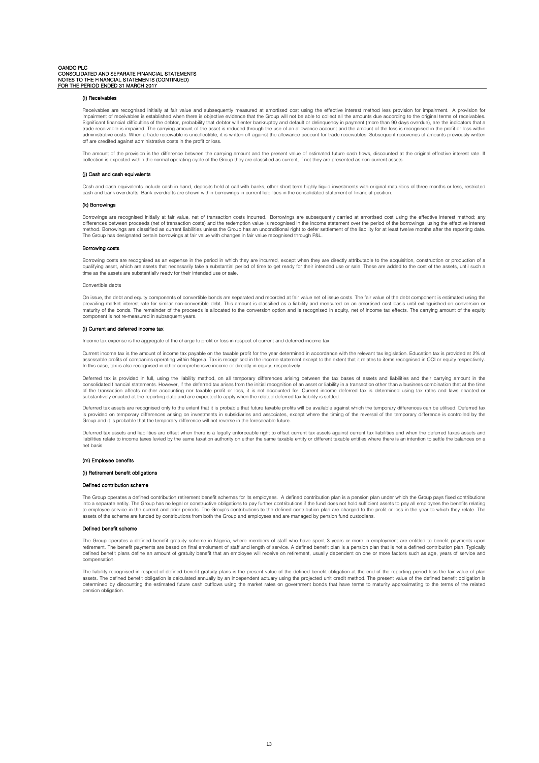### (i) Receivables

Receivables are recognised initially at fair value and subsequently measured at amortised cost using the effective interest method less provision for impairment. A provision for impairment of receivables is established when there is objective evidence that the Group will not be able to collect all the amounts due according to the original terms of receivables. Significant financial difficulties of the debtor, probability that debtor will enter bankruptcy and default or delinquency in payment (more than 90 days overdue), are the indicators that a trade receivable is impaired. The carrying amount of the asset is reduced through the use of an allowance account and the amount of the loss is recognised in the profit or loss within administrative costs. When a trade receivable is uncollectible, it is written off against the allowance account for trade receivables. Subsequent recoveries of amounts previously written off are credited against administrative costs in the profit or loss.

The amount of the provision is the difference between the carrying amount and the present value of estimated future cash flows, discounted at the original effective interest rate. If collection is expected within the normal operating cycle of the Group they are classified as current, if not they are presented as non-current assets.

### (j) Cash and cash equivalents

Cash and cash equivalents include cash in hand, deposits held at call with banks, other short term highly liquid investments with original maturities of three months or less, restricted cash and bank overdrafts. Bank overdrafts are shown within borrowings in current liabilities in the consolidated statement of financial position.

### (k) Borrowings

Borrowings are recognised initially at fair value, net of transaction costs incurred. Borrowings are subsequently carried at amortised cost using the effective interest method; any differences between proceeds (net of transaction costs) and the redemption value is recognised in the income statement over the period of the borrowings, using the effective interest method. Borrowings are classified as current liabilities unless the Group has an unconditional right to defer settlement of the liability for at least twelve months after the reporting date. The Group has designated certain borrowings at fair value with changes in fair value recognised through P&L.

#### Borrowing costs

Borrowing costs are recognised as an expense in the period in which they are incurred, except when they are directly attributable to the acquisition, construction or production of a qualifying asset, which are assets that necessarily take a substantial period of time to get ready for their intended use or sale. These are added to the cost of the assets, until such a time as the assets are substantially ready for their intended use or sale.

Convertible debts

On issue, the debt and equity components of convertible bonds are separated and recorded at fair value net of issue costs. The fair value of the debt component is estimated using the prevailing market interest rate for similar non-convertible debt. This amount is classified as a liability and measured on an amortised cost basis until extinguished on conversion or maturity of the bonds. The remainder of the proceeds is allocated to the conversion option and is recognised in equity, net of income tax effects. The carrying amount of the equity component is not re-measured in subsequent years.

### (l) Current and deferred income tax

Income tax expense is the aggregate of the charge to profit or loss in respect of current and deferred income tax.

Current income tax is the amount of income tax payable on the taxable profit for the year determined in accordance with the relevant tax legislation. Education tax is provided at 2% of assessable profits of companies operating within Nigeria. Tax is recognised in the income statement except to the extent that it relates to items recognised in OCI or equity respectively. In this case, tax is also recognised in other comprehensive income or directly in equity, respectively.

Deferred tax is provided in full, using the liability method, on all temporary differences arising between the tax bases of assets and liabilities and their carrying amount in the consolidated financial statements. However, if the deferred tax arises from the initial recognition of an asset or liability in a transaction other than a business combination that at the time of the transaction affects neither accounting nor taxable profit or loss, it is not accounted for. Current income deferred tax is determined using tax rates and laws enacted or substantively enacted at the reporting date and are expected to apply when the related deferred tax liability is settled.

Deferred tax assets are recognised only to the extent that it is probable that future taxable profits will be available against which the temporary differences can be utilised. Deferred tax is provided on temporary differences arising on investments in subsidiaries and associates, except where the timing of the reversal of the temporary difference is controlled by the Group and it is probable that the temporary difference will not reverse in the foreseeable future.

Deferred tax assets and liabilities are offset when there is a legally enforceable right to offset current tax assets against current tax liabilities and when the deferred taxes assets and liabilities relate to income taxes levied by the same taxation authority on either the same taxable entity or different taxable entities where there is an intention to settle the balances on a net basis.

### (m) Employee benefits

#### (i) Retirement benefit obligations

#### Defined contribution scheme

The Group operates a defined contribution retirement benefit schemes for its employees. A defined contribution plan is a pension plan under which the Group pays fixed contributions into a separate entity. The Group has no legal or constructive obligations to pay further contributions if the fund does not hold sufficient assets to pay all employees the benefits relating to employee service in the current and prior periods. The Group's contributions to the defined contribution plan are charged to the profit or loss in the year to which they relate. The assets of the scheme are funded by contributions from both the Group and employees and are managed by pension fund custodians.

#### Defined benefit scheme

The Group operates a defined benefit gratuity scheme in Nigeria, where members of staff who have spent 3 years or more in employment are entitled to benefit payments upon retirement. The benefit payments are based on final emolument of staff and length of service. A defined benefit plan is a pension plan that is not a defined contribution plan. Typically defined benefit plans define an amount of gratuity benefit that an employee will receive on retirement, usually dependent on one or more factors such as age, years of service and compensation.

The liability recognised in respect of defined benefit gratuity plans is the present value of the defined benefit obligation at the end of the reporting period less the fair value of plan assets. The defined benefit obligation is calculated annually by an independent actuary using the projected unit credit method. The present value of the defined benefit obligation is determined by discounting the estimated future cash outflows using the market rates on government bonds that have terms to maturity approximating to the terms of the related pension obligation.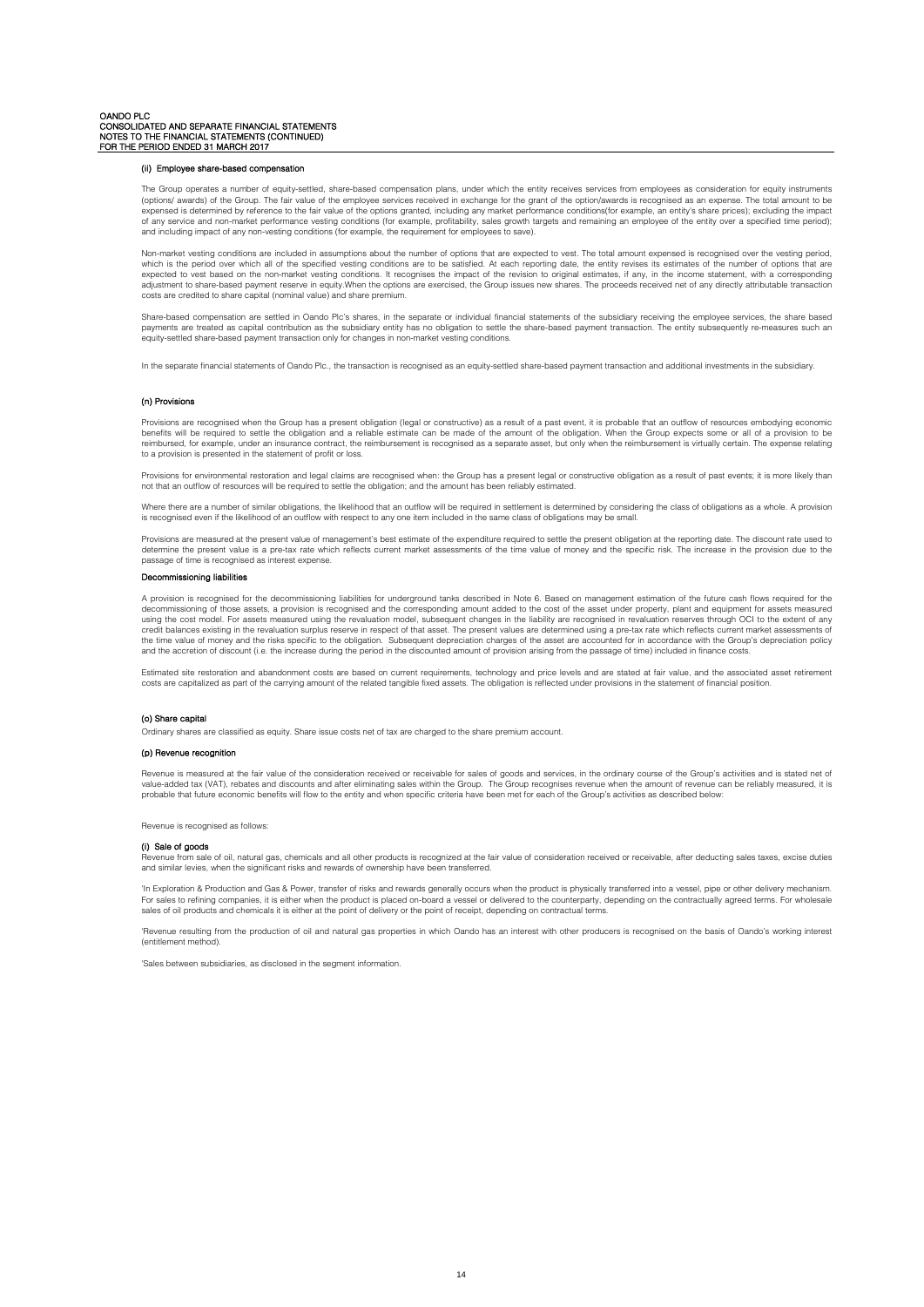#### (ii) Employee share-based compensation

The Group operates a number of equity-settled, share-based compensation plans, under which the entity receives services from employees as consideration for equity instruments (options/ awards) of the Group. The fair value of the employee services received in exchange for the grant of the option/awards is recognised as an expense. The total amount to be expensed is determined by reference to the fair value of the options granted, including any market performance conditions(for example, an entity's share prices); excluding the impact of any service and non-market performance vesting conditions (for example, profitability, sales growth targets and remaining an employee of the entity over a specified time period); and including impact of any non-vesting conditions (for example, the requirement for employees to save).

Non-market vesting conditions are included in assumptions about the number of options that are expected to vest. The total amount expensed is recognised over the vesting period, which is the period over which all of the specified vesting conditions are to be satisfied. At each reporting date, the entity revises its estimates of the number of options that are expected to vest based on the non-market vesting conditions. It recognises the impact of the revision to original estimates, if any, in the income statement, with a corresponding adjustment to share-based payment reserve in equity.When the options are exercised, the Group issues new shares. The proceeds received net of any directly attributable transaction costs are credited to share capital (nominal value) and share premium.

Share-based compensation are settled in Oando Plc's shares, in the separate or individual financial statements of the subsidiary receiving the employee services, the share based payments are treated as capital contribution as the subsidiary entity has no obligation to settle the share-based payment transaction. The entity subsequently re-measures such an equity-settled share-based payment transaction only for changes in non-market vesting conditions.

In the separate financial statements of Oando Plc., the transaction is recognised as an equity-settled share-based payment transaction and additional investments in the subsidiary.

### (n) Provisions

Provisions are recognised when the Group has a present obligation (legal or constructive) as a result of a past event, it is probable that an outflow of resources embodying economic benefits will be required to settle the obligation and a reliable estimate can be made of the amount of the obligation. When the Group expects some or all of a provision to be reimbursed, for example, under an insurance contract, the reimbursement is recognised as a separate asset, but only when the reimbursement is virtually certain. The expense relating to a provision is presented in the statement of profit or loss.

Provisions for environmental restoration and legal claims are recognised when: the Group has a present legal or constructive obligation as a result of past events; it is more likely than not that an outflow of resources will be required to settle the obligation; and the amount has been reliably estimated.

Where there are a number of similar obligations, the likelihood that an outflow will be required in settlement is determined by considering the class of obligations as a whole. A provision is recognised even if the likelihood of an outflow with respect to any one item included in the same class of obligations may be small.

Provisions are measured at the present value of management's best estimate of the expenditure required to settle the present obligation at the reporting date. The discount rate used to determine the present value is a pre-tax rate which reflects current market assessments of the time value of money and the specific risk. The increase in the provision due to the passage of time is recognised as interest expense.

#### Decommissioning liabilities

A provision is recognised for the decommissioning liabilities for underground tanks described in Note 6. Based on management estimation of the future cash flows required for the decommissioning of those assets, a provision is recognised and the corresponding amount added to the cost of the asset under property, plant and equipment for assets measured using the cost model. For assets measured using the revaluation model, subsequent changes in the liability are recognised in revaluation reserves through OCI to the extent of any credit balances existing in the revaluation surplus reserve in respect of that asset. The present values are determined using a pre-tax rate which reflects current market assessments of the time value of money and the risks specific to the obligation. Subsequent depreciation charges of the asset are accounted for in accordance with the Group's depreciation policy and the accretion of discount (i.e. the increase during the period in the discounted amount of provision arising from the passage of time) included in finance costs.

Estimated site restoration and abandonment costs are based on current requirements, technology and price levels and are stated at fair value, and the associated asset retirement costs are capitalized as part of the carrying amount of the related tangible fixed assets. The obligation is reflected under provisions in the statement of financial position.

### (o) Share capital

Ordinary shares are classified as equity. Share issue costs net of tax are charged to the share premium account.

### (p) Revenue recognition

Revenue is measured at the fair value of the consideration received or receivable for sales of goods and services, in the ordinary course of the Group's activities and is stated net of value-added tax (VAT), rebates and discounts and after eliminating sales within the Group. The Group recognises revenue when the amount of revenue can be reliably measured, it is probable that future economic benefits will flow to the entity and when specific criteria have been met for each of the Group's activities as described below:

Revenue is recognised as follows:

#### (i) Sale of goods

Revenue from sale of oil, natural gas, chemicals and all other products is recognized at the fair value of consideration received or receivable, after deducting sales taxes, excise duties and similar levies, when the significant risks and rewards of ownership have been transferred.

'In Exploration & Production and Gas & Power, transfer of risks and rewards generally occurs when the product is physically transferred into a vessel, pipe or other delivery mechanism. For sales to refining companies, it is either when the product is placed on-board a vessel or delivered to the counterparty, depending on the contractually agreed terms. For wholesale sales of oil products and chemicals it is either at the point of delivery or the point of receipt, depending on contractual terms.

'Revenue resulting from the production of oil and natural gas properties in which Oando has an interest with other producers is recognised on the basis of Oando's working interest (entitlement method).

'Sales between subsidiaries, as disclosed in the segment information.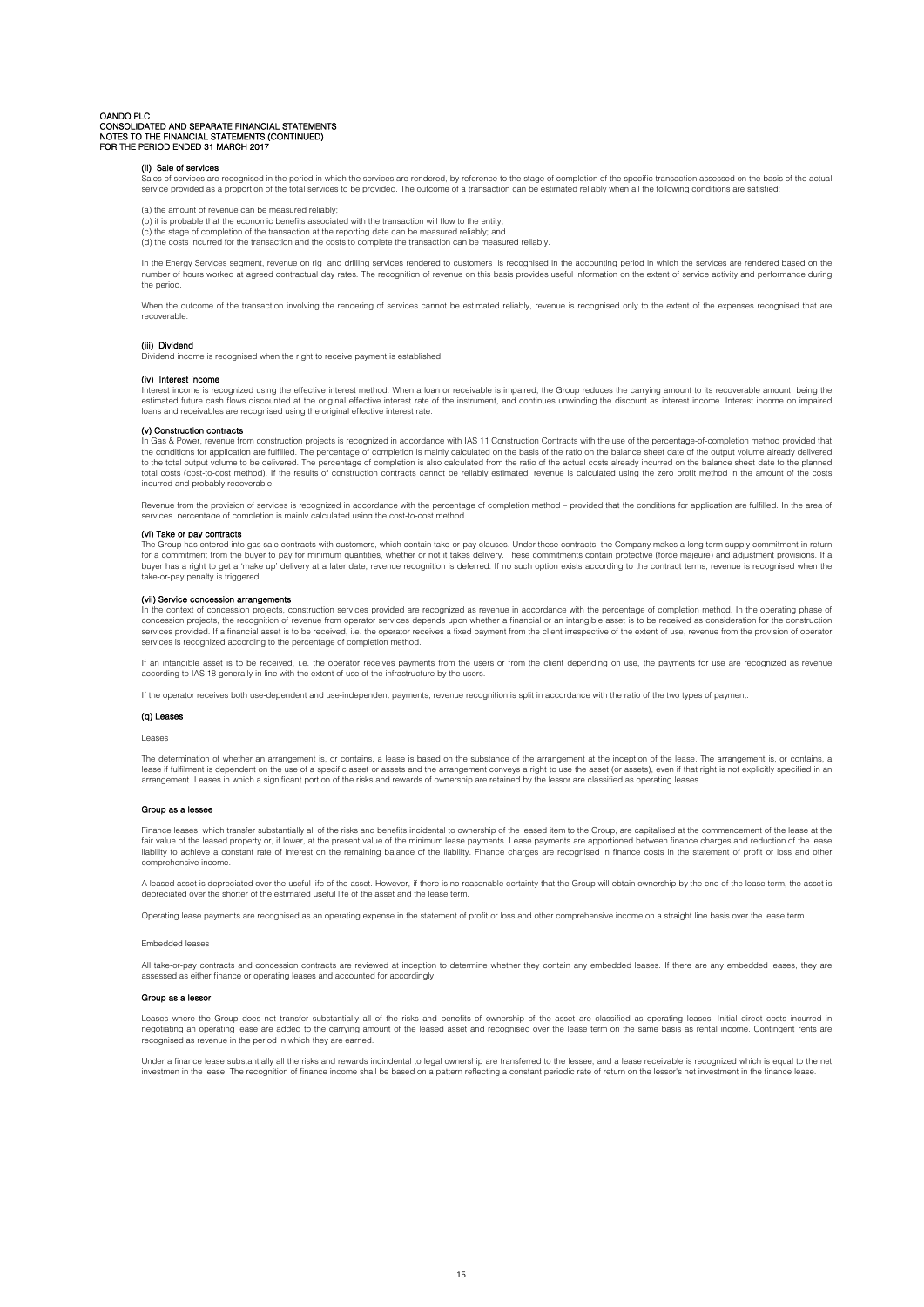#### (ii) Sale of services

Sales of services are recognised in the period in which the services are rendered, by reference to the stage of completion of the specific transaction assessed on the basis of the actual service provided as a proportion of the total services to be provided. The outcome of a transaction can be estimated reliably when all the following conditions are satisfied:

(a) the amount of revenue can be measured reliably;
(b) it is probable that the economic benefits associated with the transaction will flow to the entity;
(c) the stage of completion of the transaction at the reporting date can be measured reliably; and
(d) the costs incurred for the transaction and the costs to complete the transaction can be measured reliably.

In the Energy Services segment, revenue on rig and drilling services rendered to customers is recognised in the accounting period in which the services are rendered based on the number of hours worked at agreed contractual day rates. The recognition of revenue on this basis provides useful information on the extent of service activity and performance during the period.

When the outcome of the transaction involving the rendering of services cannot be estimated reliably, revenue is recognised only to the extent of the expenses recognised that are recoverable.

#### (iii) Dividend

Dividend income is recognised when the right to receive payment is established.

#### (iv) Interest income

Interest income is recognized using the effective interest method. When a loan or receivable is impaired, the Group reduces the carrying amount to its recoverable amount, being the estimated future cash flows discounted at the original effective interest rate of the instrument, and continues unwinding the discount as interest income. Interest income on impaired loans and receivables are recognised using the original effective interest rate.

#### (v) Construction contracts

In Gas & Power, revenue from construction projects is recognized in accordance with IAS 11 Construction Contracts with the use of the percentage-of-completion method provided that the conditions for application are fulfilled. The percentage of completion is mainly calculated on the basis of the ratio on the balance sheet date of the output volume already delivered to the total output volume to be delivered. The percentage of completion is also calculated from the ratio of the actual costs already incurred on the balance sheet date to the planned total costs (cost-to-cost method). If the results of construction contracts cannot be reliably estimated, revenue is calculated using the zero profit method in the amount of the costs incurred and probably recoverable.

Revenue from the provision of services is recognized in accordance with the percentage of completion method – provided that the conditions for application are fulfilled. In the area of services, percentage of completion is mainly calculated using the cost-to-cost method.

#### (vi) Take or pay contracts

The Group has entered into gas sale contracts with customers, which contain take-or-pay clauses. Under these contracts, the Company makes a long term supply commitment in return for a commitment from the buyer to pay for minimum quantities, whether or not it takes delivery. These commitments contain protective (force majeure) and adjustment provisions. If a buyer has a right to get a 'make up' delivery at a later date, revenue recognition is deferred. If no such option exists according to the contract terms, revenue is recognised when the take-or-pay penalty is triggered.

#### (vii) Service concession arrangements

In the context of concession projects, construction services provided are recognized as revenue in accordance with the percentage of completion method. In the operating phase of concession projects, the recognition of revenue from operator services depends upon whether a financial or an intangible asset is to be received as consideration for the construction services provided. If a financial asset is to be received, i.e. the operator receives a fixed payment from the client irrespective of the extent of use, revenue from the provision of operator services is recognized according to the percentage of completion method.

If an intangible asset is to be received, i.e. the operator receives payments from the users or from the client depending on use, the payments for use are recognized as revenue according to IAS 18 generally in line with the extent of use of the infrastructure by the users.

If the operator receives both use-dependent and use-independent payments, revenue recognition is split in accordance with the ratio of the two types of payment.

### (q) Leases

Leases

The determination of whether an arrangement is, or contains, a lease is based on the substance of the arrangement at the inception of the lease. The arrangement is, or contains, a lease if fulfilment is dependent on the use of a specific asset or assets and the arrangement conveys a right to use the asset (or assets), even if that right is not explicitly specified in an arrangement. Leases in which a significant portion of the risks and rewards of ownership are retained by the lessor are classified as operating leases.

#### Group as a lessee

Finance leases, which transfer substantially all of the risks and benefits incidental to ownership of the leased item to the Group, are capitalised at the commencement of the lease at the fair value of the leased property or, if lower, at the present value of the minimum lease payments. Lease payments are apportioned between finance charges and reduction of the lease liability to achieve a constant rate of interest on the remaining balance of the liability. Finance charges are recognised in finance costs in the statement of profit or loss and other comprehensive income.

A leased asset is depreciated over the useful life of the asset. However, if there is no reasonable certainty that the Group will obtain ownership by the end of the lease term, the asset is depreciated over the shorter of the estimated useful life of the asset and the lease term.

Operating lease payments are recognised as an operating expense in the statement of profit or loss and other comprehensive income on a straight line basis over the lease term.

Embedded leases

All take-or-pay contracts and concession contracts are reviewed at inception to determine whether they contain any embedded leases. If there are any embedded leases, they are assessed as either finance or operating leases and accounted for accordingly.

#### Group as a lessor

Leases where the Group does not transfer substantially all of the risks and benefits of ownership of the asset are classified as operating leases. Initial direct costs incurred in negotiating an operating lease are added to the carrying amount of the leased asset and recognised over the lease term on the same basis as rental income. Contingent rents are recognised as revenue in the period in which they are earned.

Under a finance lease substantially all the risks and rewards incindental to legal ownership are transferred to the lessee, and a lease receivable is recognized which is equal to the net investmen in the lease. The recognition of finance income shall be based on a pattern reflecting a constant periodic rate of return on the lessor's net investment in the finance lease.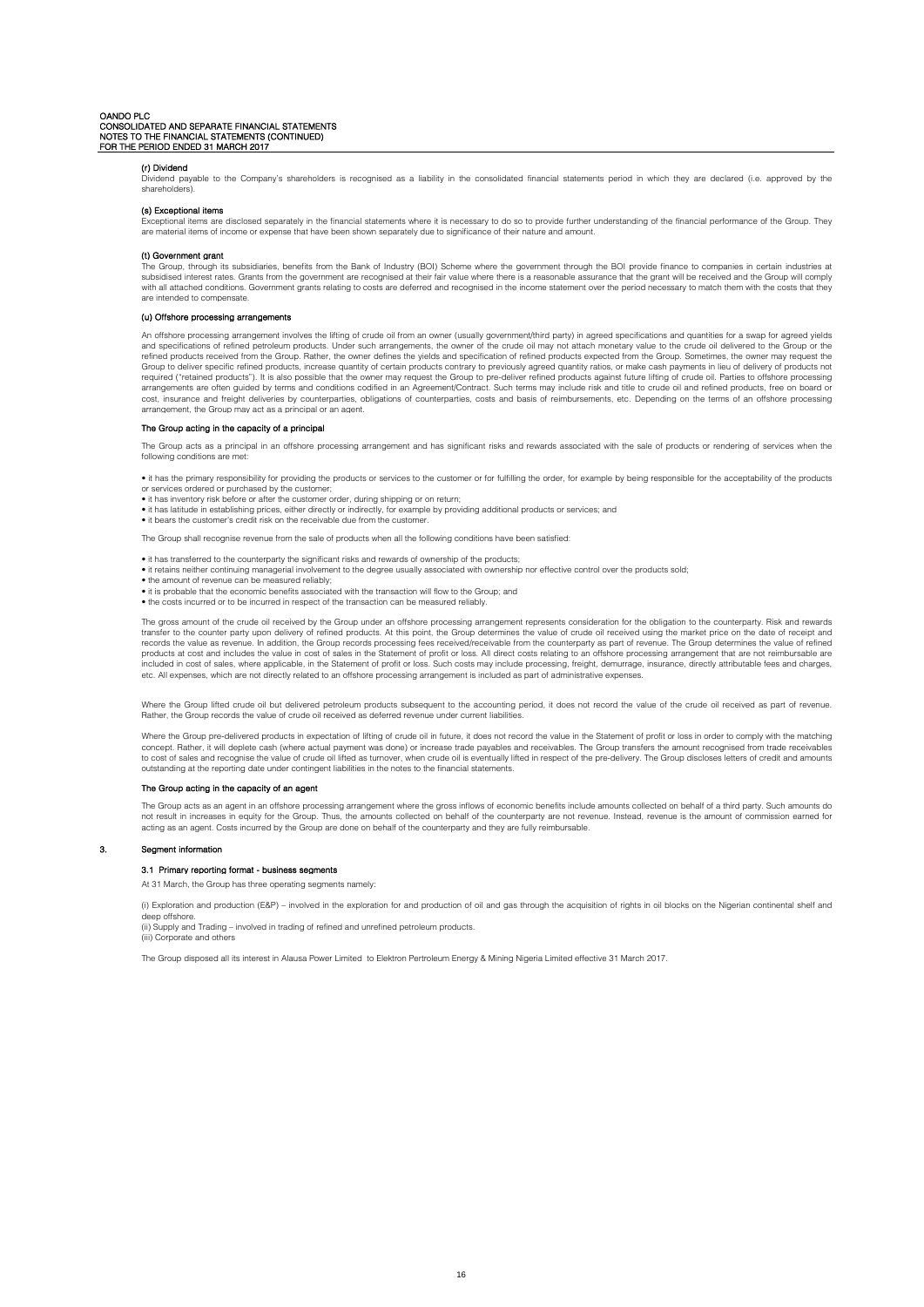#### (r) Dividend

Dividend payable to the Company's shareholders is recognised as a liability in the consolidated financial statements period in which they are declared (i.e. approved by the shareholders).

#### (s) Exceptional items

Exceptional items are disclosed separately in the financial statements where it is necessary to do so to provide further understanding of the financial performance of the Group. They are material items of income or expense that have been shown separately due to significance of their nature and amount.

#### (t) Government grant

The Group, through its subsidiaries, benefits from the Bank of Industry (BOI) Scheme where the government through the BOI provide finance to companies in certain industries at subsidised interest rates. Grants from the government are recognised at their fair value where there is a reasonable assurance that the grant will be received and the Group will comply with all attached conditions. Government grants relating to costs are deferred and recognised in the income statement over the period necessary to match them with the costs that they are intended to compensate.

#### (u) Offshore processing arrangements

An offshore processing arrangement involves the lifting of crude oil from an owner (usually government/third party) in agreed specifications and quantities for a swap for agreed yields and specifications of refined petroleum products. Under such arrangements, the owner of the crude oil may not attach monetary value to the crude oil delivered to the Group or the refined products received from the Group. Rather, the owner defines the yields and specification of refined products expected from the Group. Sometimes, the owner may request the Group to deliver specific refined products, increase quantity of certain products contrary to previously agreed quantity ratios, or make cash payments in lieu of delivery of products not required ("retained products"). It is also possible that the owner may request the Group to pre-deliver refined products against future lifting of crude oil. Parties to offshore processing arrangements are often guided by terms and conditions codified in an Agreement/Contract. Such terms may include risk and title to crude oil and refined products, free on board or cost, insurance and freight deliveries by counterparties, obligations of counterparties, costs and basis of reimbursements, etc. Depending on the terms of an offshore processing arrangement, the Group may act as a principal or an agent.

#### The Group acting in the capacity of a principal

The Group acts as a principal in an offshore processing arrangement and has significant risks and rewards associated with the sale of products or rendering of services when the following conditions are met:

- it has the primary responsibility for providing the products or services to the customer or for fulfilling the order, for example by being responsible for the acceptability of the products or services ordered or purchased by the customer;
- it has inventory risk before or after the customer order, during shipping or on return;
- it has latitude in establishing prices, either directly or indirectly, for example by providing additional products or services; and
- it bears the customer's credit risk on the receivable due from the customer.

The Group shall recognise revenue from the sale of products when all the following conditions have been satisfied:

- it has transferred to the counterparty the significant risks and rewards of ownership of the products;
- it retains neither continuing managerial involvement to the degree usually associated with ownership nor effective control over the products sold;
- the amount of revenue can be measured reliably;
- it is probable that the economic benefits associated with the transaction will flow to the Group; and
- the costs incurred or to be incurred in respect of the transaction can be measured reliably.

The gross amount of the crude oil received by the Group under an offshore processing arrangement represents consideration for the obligation to the counterparty. Risk and rewards transfer to the counter party upon delivery of refined products. At this point, the Group determines the value of crude oil received using the market price on the date of receipt and records the value as revenue. In addition, the Group records processing fees received/receivable from the counterparty as part of revenue. The Group determines the value of refined products at cost and includes the value in cost of sales in the Statement of profit or loss. All direct costs relating to an offshore processing arrangement that are not reimbursable are included in cost of sales, where applicable, in the Statement of profit or loss. Such costs may include processing, freight, demurrage, insurance, directly attributable fees and charges, etc. All expenses, which are not directly related to an offshore processing arrangement is included as part of administrative expenses.

Where the Group lifted crude oil but delivered petroleum products subsequent to the accounting period, it does not record the value of the crude oil received as part of revenue. Rather, the Group records the value of crude oil received as deferred revenue under current liabilities.

Where the Group pre-delivered products in expectation of lifting of crude oil in future, it does not record the value in the Statement of profit or loss in order to comply with the matching concept. Rather, it will deplete cash (where actual payment was done) or increase trade payables and receivables. The Group transfers the amount recognised from trade receivables to cost of sales and recognise the value of crude oil lifted as turnover, when crude oil is eventually lifted in respect of the pre-delivery. The Group discloses letters of credit and amounts outstanding at the reporting date under contingent liabilities in the notes to the financial statements.

#### The Group acting in the capacity of an agent

The Group acts as an agent in an offshore processing arrangement where the gross inflows of economic benefits include amounts collected on behalf of a third party. Such amounts do not result in increases in equity for the Group. Thus, the amounts collected on behalf of the counterparty are not revenue. Instead, revenue is the amount of commission earned for acting as an agent. Costs incurred by the Group are done on behalf of the counterparty and they are fully reimbursable.

## 3. Segment information

### 3.1 Primary reporting format - business segments

At 31 March, the Group has three operating segments namely:

(i) Exploration and production (E&P) – involved in the exploration for and production of oil and gas through the acquisition of rights in oil blocks on the Nigerian continental shelf and deep offshore.
(ii) Supply and Trading – involved in trading of refined and unrefined petroleum products.
(iii) Corporate and others

The Group disposed all its interest in Alausa Power Limited to Elektron Pertroleum Energy & Mining Nigeria Limited effective 31 March 2017.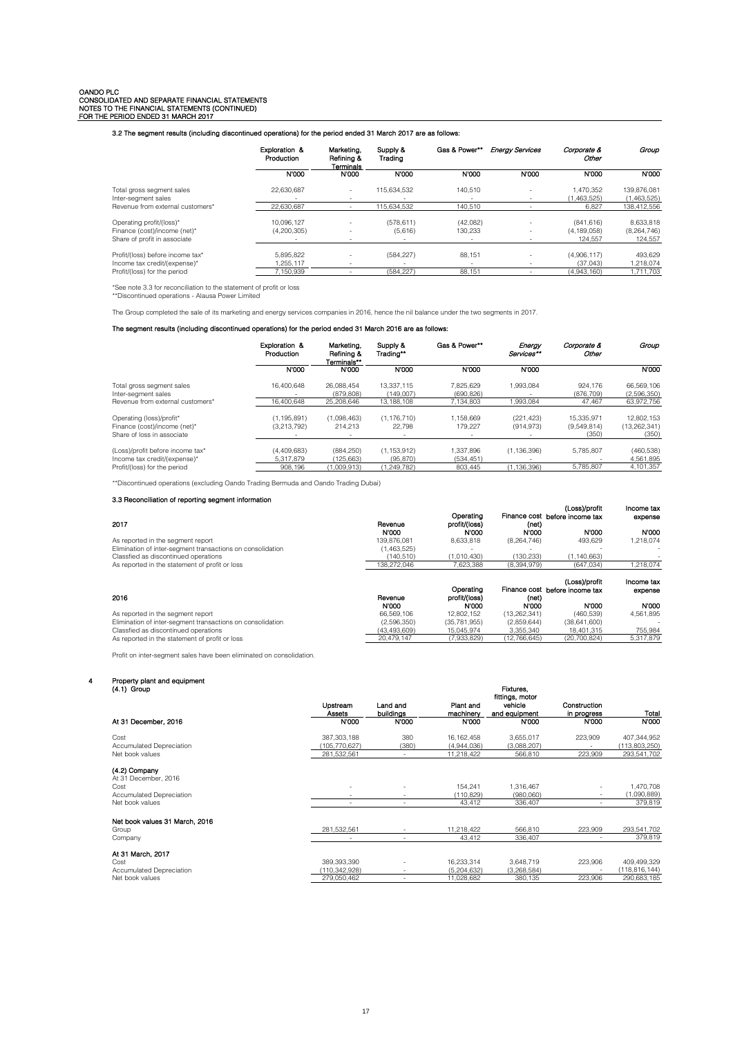### 3.2 The segment results (including discontinued operations) for the period ended 31 March 2017 are as follows:

| | Exploration & Production | Marketing, Refining & Terminals | Supply & Trading | Gas & Power** | *Energy Services* | *Corporate & Other* | *Group* |
|---|---|---|---|---|---|---|---|
| | N'000 | N'000 | N'000 | N'000 | N'000 | N'000 | N'000 |
| Total gross segment sales | 22,630,687 | - | 115,634,532 | 140,510 | - | 1,470,352 | 139,876,081 |
| Inter-segment sales | - | - | - | - | - | (1,463,525) | (1,463,525) |
| Revenue from external customers* | 22,630,687 | - | 115,634,532 | 140,510 | - | 6,827 | 138,412,556 |
| Operating profit/(loss)* | 10,096,127 | - | (578,611) | (42,082) | - | (841,616) | 8,633,818 |
| Finance (cost)/income (net)* | (4,200,305) | - | (5,616) | 130,233 | - | (4,189,058) | (8,264,746) |
| Share of profit in associate | - | - | - | - | - | 124,557 | 124,557 |
| Profit/(loss) before income tax* | 5,895,822 | - | (584,227) | 88,151 | - | (4,906,117) | 493,629 |
| Income tax credit/(expense)* | 1,255,117 | - | - | - | - | (37,043) | 1,218,074 |
| Profit/(loss) for the period | 7,150,939 | - | (584,227) | 88,151 | - | (4,943,160) | 1,711,703 |

*See note 3.3 for reconciliation to the statement of profit or loss
**Discontinued operations - Alausa Power Limited

The Group completed the sale of its marketing and energy services companies in 2016, hence the nil balance under the two segments in 2017.

**The segment results (including discontinued operations) for the period ended 31 March 2016 are as follows:**

| | Exploration & Production | Marketing, Refining & Terminals** | Supply & Trading** | Gas & Power** | *Energy Services*** | *Corporate & Other* | *Group* |
|---|---|---|---|---|---|---|---|
| | N'000 | N'000 | N'000 | N'000 | N'000 | | N'000 |
| Total gross segment sales | 16,400,648 | 26,088,454 | 13,337,115 | 7,825,629 | 1,993,084 | 924,176 | 66,569,106 |
| Inter-segment sales | - | (879,808) | (149,007) | (690,826) | - | (876,709) | (2,596,350) |
| Revenue from external customers* | 16,400,648 | 25,208,646 | 13,188,108 | 7,134,803 | 1,993,084 | 47,467 | 63,972,756 |
| Operating (loss)/profit* | (1,195,891) | (1,098,463) | (1,176,710) | 1,158,669 | (221,423) | 15,335,971 | 12,802,153 |
| Finance (cost)/income (net)* | (3,213,792) | 214,213 | 22,798 | 179,227 | (914,973) | (9,549,814) | (13,262,341) |
| Share of loss in associate | - | - | - | - | - | (350) | (350) |
| (Loss)/profit before income tax* | (4,409,683) | (884,250) | (1,153,912) | 1,337,896 | (1,136,396) | 5,785,807 | (460,538) |
| Income tax credit/(expense)* | 5,317,879 | (125,663) | (95,870) | (534,451) | - | - | 4,561,895 |
| Profit/(loss) for the period | 908,196 | (1,009,913) | (1,249,782) | 803,445 | (1,136,396) | 5,785,807 | 4,101,357 |

**Discontinued operations (excluding Oando Trading Bermuda and Oando Trading Dubai)

### 3.3 Reconciliation of reporting segment information

| 2017 | Revenue | Operating profit/(loss) | Finance cost (net) | (Loss)/profit before income tax | Income tax expense |
|---|---|---|---|---|---|
| | N'000 | N'000 | N'000 | N'000 | N'000 |
| As reported in the segment report | 139,876,081 | 8,633,818 | (8,264,746) | 493,629 | 1,218,074 |
| Elimination of inter-segment transactions on consolidation | (1,463,525) | - | - | - | - |
| Classfied as discontinued operations | (140,510) | (1,010,430) | (130,233) | (1,140,663) | - |
| As reported in the statement of profit or loss | 138,272,046 | 7,623,388 | (8,394,979) | (647,034) | 1,218,074 |

| 2016 | Revenue | Operating profit/(loss) | Finance cost (net) | (Loss)/profit before income tax | Income tax expense |
|---|---|---|---|---|---|
| | N'000 | N'000 | N'000 | N'000 | N'000 |
| As reported in the segment report | 66,569,106 | 12,802,152 | (13,262,341) | (460,539) | 4,561,895 |
| Elimination of inter-segment transactions on consolidation | (2,596,350) | (35,781,955) | (2,859,644) | (38,641,600) | - |
| Classfied as discontinued operations | (43,493,609) | 15,045,974 | 3,355,340 | 18,401,315 | 755,984 |
| As reported in the statement of profit or loss | 20,479,147 | (7,933,829) | (12,766,645) | (20,700,824) | 5,317,879 |

Profit on inter-segment sales have been eliminated on consolidation.

## 4 Property plant and equipment

(4.1) Group

| | Upstream Assets | Land and buildings | Plant and machinery | Fixtures, fittings, motor vehicle and equipment | Construction in progress | Total |
|---|---|---|---|---|---|---|
| **At 31 December, 2016** | N'000 | N'000 | N'000 | N'000 | N'000 | N'000 |
| Cost | 387,303,188 | 380 | 16,162,458 | 3,655,017 | 223,909 | 407,344,952 |
| Accumulated Depreciation | (105,770,627) | (380) | (4,944,036) | (3,088,207) | - | (113,803,250) |
| Net book values | 281,532,561 | - | 11,218,422 | 566,810 | 223,909 | 293,541,702 |
| **(4.2) Company** | | | | | | |
| At 31 December, 2016 | | | | | | |
| Cost | - | - | 154,241 | 1,316,467 | - | 1,470,708 |
| Accumulated Depreciation | - | - | (110,829) | (980,060) | - | (1,090,889) |
| Net book values | - | - | 43,412 | 336,407 | - | 379,819 |
| **Net book values 31 March, 2016** | | | | | | |
| Group | 281,532,561 | - | 11,218,422 | 566,810 | 223,909 | 293,541,702 |
| Company | - | - | 43,412 | 336,407 | - | 379,819 |
| **At 31 March, 2017** | | | | | | |
| Cost | 389,393,390 | - | 16,233,314 | 3,648,719 | 223,906 | 409,499,329 |
| Accumulated Depreciation | (110,342,928) | - | (5,204,632) | (3,268,584) | - | (118,816,144) |
| Net book values | 279,050,462 | - | 11,028,682 | 380,135 | 223,906 | 290,683,185 |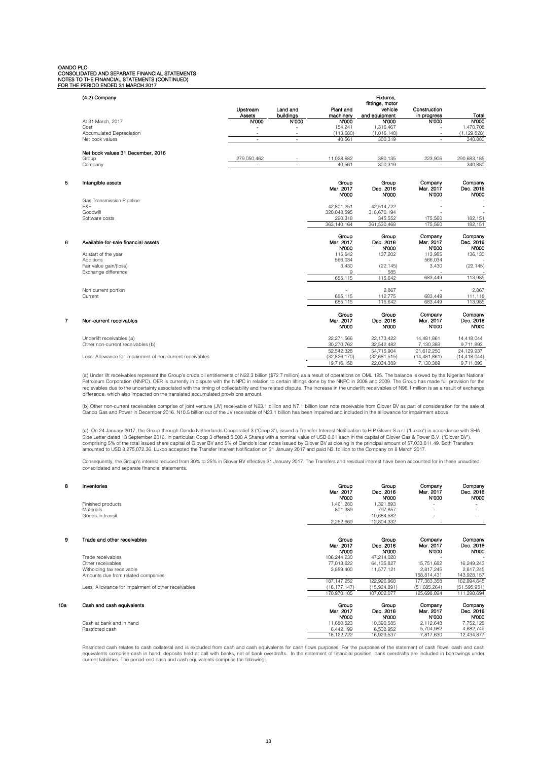OANDO PLC
CONSOLIDATED AND SEPARATE FINANCIAL STATEMENTS
NOTES TO THE FINANCIAL STATEMENTS (CONTINUED)
FOR THE PERIOD ENDED 31 MARCH 2017

(4.2) Company

| | Upstream Assets | Land and buildings | Plant and machinery | Fixtures, fittings, motor vehicle and equipment | Construction in progress | Total |
|---|---|---|---|---|---|---|
| At 31 March, 2017 | N'000 | N'000 | N'000 | N'000 | N'000 | N'000 |
| Cost | - | - | 154,241 | 1,316,467 | - | 1,470,708 |
| Accumulated Depreciation | - | - | (113,680) | (1,016,148) | - | (1,129,828) |
| Net book values | - | - | 40,561 | 300,319 | - | 340,880 |
| **Net book values 31 December, 2016** | | | | | | |
| Group | 279,050,462 | - | 11,028,682 | 380,135 | 223,906 | 290,683,185 |
| Company | - | - | 40,561 | 300,319 | - | 340,880 |

**5 Intangible assets**

| | Group Mar. 2017 N'000 | Group Dec. 2016 N'000 | Company Mar. 2017 N'000 | Company Dec. 2016 N'000 |
|---|---|---|---|---|
| Gas Transmission Pipeline | - | - | - | - |
| E&E | 42,801,251 | 42,514,722 | - | - |
| Goodwill | 320,048,595 | 318,670,194 | - | - |
| Software costs | 290,318 | 345,552 | 175,560 | 182,151 |
| | 363,140,164 | 361,530,468 | 175,560 | 182,151 |

**6 Available-for-sale financial assets**

| | Group Mar. 2017 N'000 | Group Dec. 2016 N'000 | Company Mar. 2017 N'000 | Company Dec. 2016 N'000 |
|---|---|---|---|---|
| At start of the year | 115,642 | 137,202 | 113,985 | 136,130 |
| Additions | 566,034 | - | 566,034 | - |
| Fair value gain/(loss) | 3,430 | (22,145) | 3,430 | (22,145) |
| Exchange difference | 9 | 585 | - | - |
| | 685,115 | 115,642 | 683,449 | 113,985 |
| Non current portion | - | 2,867 | - | 2,867 |
| Current | 685,115 | 112,775 | 683,449 | 111,118 |
| | 685,115 | 115,642 | 683,449 | 113,985 |

**7 Non-current receivables**

| | Group Mar. 2017 N'000 | Group Dec. 2016 N'000 | Company Mar. 2017 N'000 | Company Dec. 2016 N'000 |
|---|---|---|---|---|
| Underlift receivables (a) | 22,271,566 | 22,173,422 | 14,481,861 | 14,418,044 |
| Other non-current receivables (b) | 30,270,762 | 32,542,482 | 7,130,389 | 9,711,893 |
| | 52,542,328 | 54,715,904 | 21,612,250 | 24,129,937 |
| Less: Allowance for impairment of non-current receivables | (32,826,170) | (32,681,515) | (14,481,861) | (14,418,044) |
| | 19,716,158 | 22,034,389 | 7,130,389 | 9,711,893 |

(a) Under lift receivables represent the Group's crude oil entitlements of N22.3 billion ($72.7 million) as a result of operations on OML 125. The balance is owed by the Nigerian National Petroleum Corporation (NNPC). OER is currently in dispute with the NNPC in relation to certain liftings done by the NNPC in 2008 and 2009. The Group has made full provision for the recievables due to the uncertainty associated with the timing of collectability and the related dispute. The increase in the underlift receivables of N98.1 million is as a result of exchange difference, which also impacted on the translated accumulated provisions amount.

(b) Other non-current receivables comprise of joint venture (JV) receivable of N23.1 billion and N7.1 billion loan note receivable from Glover BV as part of consideration for the sale of Oando Gas and Power in December 2016. N10.5 billion out of the JV receivable of N23.1 billion has been impaired and included in the alllowance for impairment above.

(c) On 24 January 2017, the Group through Oando Netherlands Cooperatief 3 ("Coop 3"), issued a Transfer Interest Notification to HIP Glover S.a.r.l ("Luxco") in accordance with SHA Side Letter dated 13 September 2016. In particular, Coop 3 offered 5,000 A Shares with a nominal value of USD 0.01 each in the capital of Glover Gas & Power B.V. ("Glover BV"), comprising 5% of the total issued share capital of Glover BV and 5% of Oando's loan notes issued by Glover BV at closing in the principal amount of $7,033,811.49. Both Transfers amounted to USD 8,275,072.36. Luxco accepted the Transfer Interest Notification on 31 January 2017 and paid N3.1billion to the Company on 8 March 2017.

Consequently, the Group's interest reduced from 30% to 25% in Glover BV effective 31 January 2017. The Transfers and residual interest have been accounted for in these unaudited consolidated and separate financial statements.

**8 Inventories**

| | Group Mar. 2017 N'000 | Group Dec. 2016 N'000 | Company Mar. 2017 N'000 | Company Dec. 2016 N'000 |
|---|---|---|---|---|
| Finished products | 1,461,280 | 1,321,893 | - | - |
| Materials | 801,389 | 797,857 | - | - |
| Goods-in-transit | - | 10,684,582 | - | - |
| | 2,262,669 | 12,804,332 | - | - |

**9 Trade and other receivables**

| | Group Mar. 2017 N'000 | Group Dec. 2016 N'000 | Company Mar. 2017 N'000 | Company Dec. 2016 N'000 |
|---|---|---|---|---|
| Trade receivables | 106,244,230 | 47,214,020 | - | - |
| Other receivables | 77,013,622 | 64,135,827 | 15,751,682 | 16,249,243 |
| Witholding tax receivable | 3,889,400 | 11,577,121 | 2,817,245 | 2,817,245 |
| Amounts due from related companies | - | - | 158,814,431 | 143,928,157 |
| | 187,147,252 | 122,926,968 | 177,383,358 | 162,994,645 |
| Less: Allowance for impairment of other receivables | (16,177,147) | (15,924,891) | (51,685,264) | (51,595,951) |
| | 170,970,105 | 107,002,077 | 125,698,094 | 111,398,694 |

**10a Cash and cash equivalents**

| | Group Mar. 2017 N'000 | Group Dec. 2016 N'000 | Company Mar. 2017 N'000 | Company Dec. 2016 N'000 |
|---|---|---|---|---|
| Cash at bank and in hand | 11,680,523 | 10,390,585 | 2,112,648 | 7,752,128 |
| Restricted cash | 6,442,199 | 6,538,952 | 5,704,982 | 4,682,749 |
| | 18,122,722 | 16,929,537 | 7,817,630 | 12,434,877 |

Restricted cash relates to cash collateral and is excluded from cash and cash equivalents for cash flows purposes. For the purposes of the statement of cash flows, cash and cash equivalents comprise cash in hand, deposits held at call with banks, net of bank overdrafts. In the statement of financial position, bank overdrafts are included in borrowings under current liabilities. The period-end cash and cash equivalents comprise the following: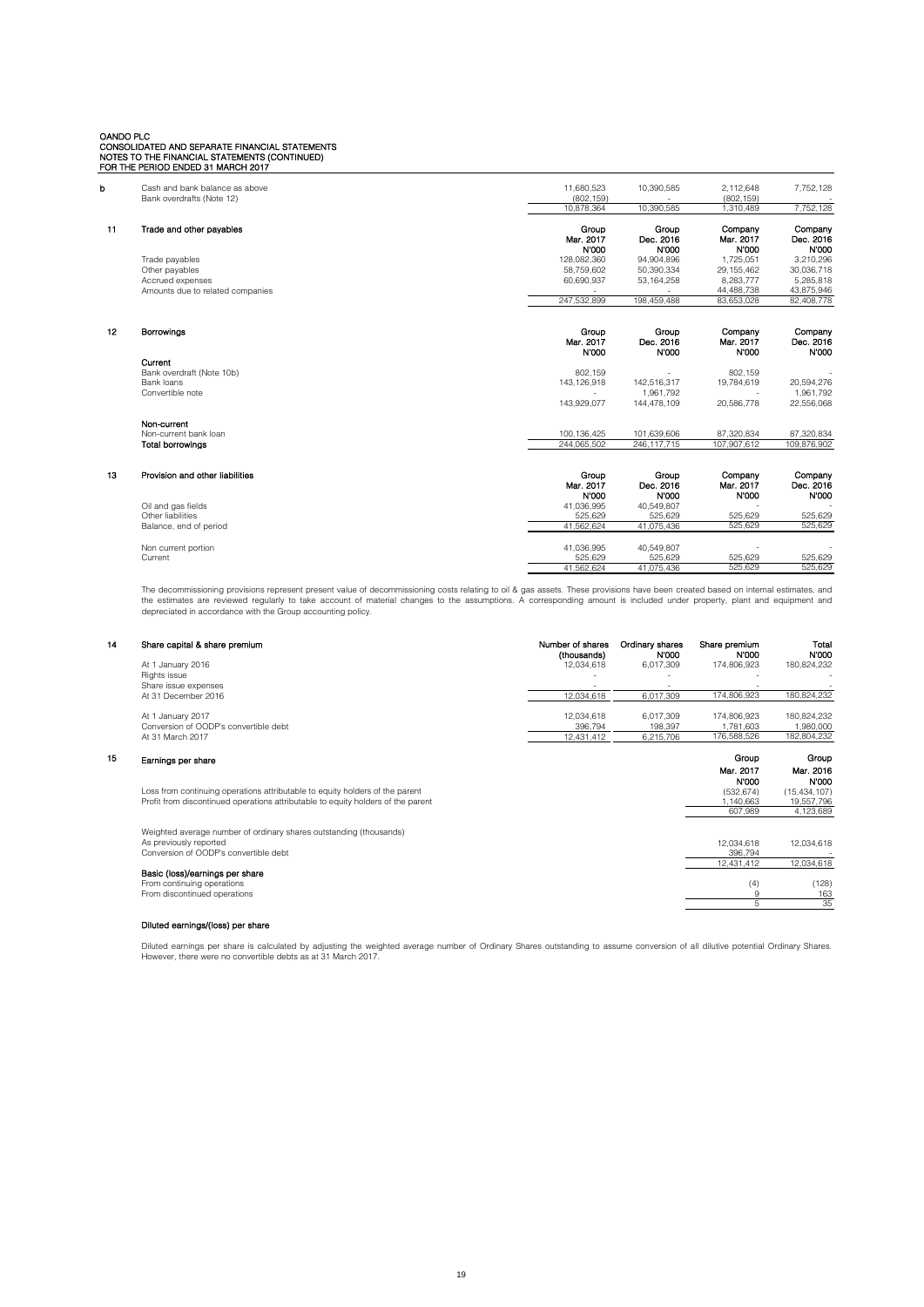**b**

| | | | | |
|---|---|---|---|---|
| Cash and bank balance as above | 11,680,523 | 10,390,585 | 2,112,648 | 7,752,128 |
| Bank overdrafts (Note 12) | (802,159) | - | (802,159) | - |
| | 10,878,364 | 10,390,585 | 1,310,489 | 7,752,128 |

## 11 Trade and other payables

| | Group Mar. 2017 N'000 | Group Dec. 2016 N'000 | Company Mar. 2017 N'000 | Company Dec. 2016 N'000 |
|---|---|---|---|---|
| Trade payables | 128,082,360 | 94,904,896 | 1,725,051 | 3,210,296 |
| Other payables | 58,759,602 | 50,390,334 | 29,155,462 | 30,036,718 |
| Accrued expenses | 60,690,937 | 53,164,258 | 8,283,777 | 5,285,818 |
| Amounts due to related companies | - | - | 44,488,738 | 43,875,946 |
| | 247,532,899 | 198,459,488 | 83,653,028 | 82,408,778 |

## 12 Borrowings

| | Group Mar. 2017 N'000 | Group Dec. 2016 N'000 | Company Mar. 2017 N'000 | Company Dec. 2016 N'000 |
|---|---|---|---|---|
| **Current** | | | | |
| Bank overdraft (Note 10b) | 802,159 | - | 802,159 | - |
| Bank loans | 143,126,918 | 142,516,317 | 19,784,619 | 20,594,276 |
| Convertible note | - | 1,961,792 | - | 1,961,792 |
| | 143,929,077 | 144,478,109 | 20,586,778 | 22,556,068 |
| **Non-current** | | | | |
| Non-current bank loan | 100,136,425 | 101,639,606 | 87,320,834 | 87,320,834 |
| **Total borrowings** | 244,065,502 | 246,117,715 | 107,907,612 | 109,876,902 |

## 13 Provision and other liabilities

| | Group Mar. 2017 N'000 | Group Dec. 2016 N'000 | Company Mar. 2017 N'000 | Company Dec. 2016 N'000 |
|---|---|---|---|---|
| Oil and gas fields | 41,036,995 | 40,549,807 | - | - |
| Other liabilities | 525,629 | 525,629 | 525,629 | 525,629 |
| Balance, end of period | 41,562,624 | 41,075,436 | 525,629 | 525,629 |
| | | | | |
| Non current portion | 41,036,995 | 40,549,807 | - | - |
| Current | 525,629 | 525,629 | 525,629 | 525,629 |
| | 41,562,624 | 41,075,436 | 525,629 | 525,629 |

The decommissioning provisions represent present value of decommissioning costs relating to oil & gas assets. These provisions have been created based on internal estimates, and the estimates are reviewed regularly to take account of material changes to the assumptions. A corresponding amount is included under property, plant and equipment and depreciated in accordance with the Group accounting policy.

## 14 Share capital & share premium

| | Number of shares (thousands) | Ordinary shares N'000 | Share premium N'000 | Total N'000 |
|---|---|---|---|---|
| At 1 January 2016 | 12,034,618 | 6,017,309 | 174,806,923 | 180,824,232 |
| Rights issue | - | - | - | - |
| Share issue expenses | - | - | - | - |
| At 31 December 2016 | 12,034,618 | 6,017,309 | 174,806,923 | 180,824,232 |
| | | | | |
| At 1 January 2017 | 12,034,618 | 6,017,309 | 174,806,923 | 180,824,232 |
| Conversion of OODP's convertible debt | 396,794 | 198,397 | 1,781,603 | 1,980,000 |
| At 31 March 2017 | 12,431,412 | 6,215,706 | 176,588,526 | 182,804,232 |

## 15 Earnings per share

| | Group Mar. 2017 N'000 | Group Mar. 2016 N'000 |
|---|---|---|
| Loss from continuing operations attributable to equity holders of the parent | (532,674) | (15,434,107) |
| Profit from discontinued operations attributable to equity holders of the parent | 1,140,663 | 19,557,796 |
| | 607,989 | 4,123,689 |
| | | |
| Weighted average number of ordinary shares outstanding (thousands) | | |
| As previously reported | 12,034,618 | 12,034,618 |
| Conversion of OODP's convertible debt | 396,794 | - |
| | 12,431,412 | 12,034,618 |
| **Basic (loss)/earnings per share** | | |
| From continuing operations | (4) | (128) |
| From discontinued operations | 9 | 163 |
| | 5 | 35 |

### Diluted earnings/(loss) per share

Diluted earnings per share is calculated by adjusting the weighted average number of Ordinary Shares outstanding to assume conversion of all dilutive potential Ordinary Shares. However, there were no convertible debts as at 31 March 2017.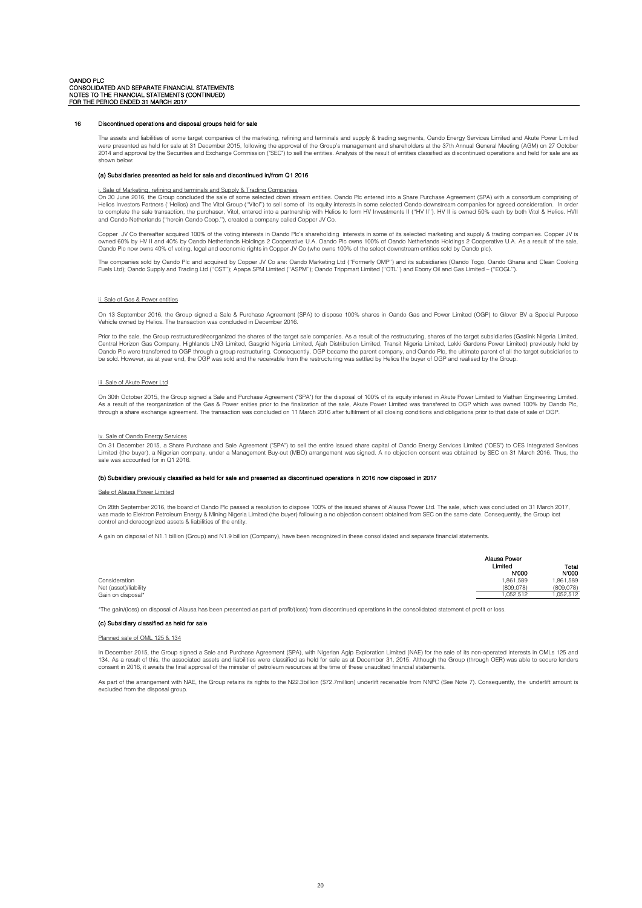## 16 Discontinued operations and disposal groups held for sale

The assets and liabilities of some target companies of the marketing, refining and terminals and supply & trading segments, Oando Energy Services Limited and Akute Power Limited were presented as held for sale at 31 December 2015, following the approval of the Group's management and shareholders at the 37th Annual General Meeting (AGM) on 27 October 2014 and approval by the Securities and Exchange Commission ("SEC") to sell the entities. Analysis of the result of entities classified as discontinued operations and held for sale are as shown below:

### (a) Subsidiaries presented as held for sale and discontinued in/from Q1 2016

i. Sale of Marketing, refining and terminals and Supply & Trading Companies

On 30 June 2016, the Group concluded the sale of some selected down stream entities. Oando Plc entered into a Share Purchase Agreement (SPA) with a consortium comprising of Helios Investors Partners ("Helios) and The Vitol Group ("Vitol") to sell some of its equity interests in some selected Oando downstream companies for agreed consideration. In order to complete the sale transaction, the purchaser, Vitol, entered into a partnership with Helios to form HV Investments II ("HV II"). HV II is owned 50% each by both Vitol & Helios. HVII and Oando Netherlands ("herein Oando Coop."), created a company called Copper JV Co.

Copper JV Co thereafter acquired 100% of the voting interests in Oando Plc's shareholding interests in some of its selected marketing and supply & trading companies. Copper JV is owned 60% by HV II and 40% by Oando Netherlands Holdings 2 Cooperative U.A. Oando Plc owns 100% of Oando Netherlands Holdings 2 Cooperative U.A. As a result of the sale, Oando Plc now owns 40% of voting, legal and economic rights in Copper JV Co (who owns 100% of the select downstream entities sold by Oando plc).

The companies sold by Oando Plc and acquired by Copper JV Co are: Oando Marketing Ltd ("Formerly OMP") and its subsidiaries (Oando Togo, Oando Ghana and Clean Cooking Fuels Ltd); Oando Supply and Trading Ltd ("OST"); Apapa SPM Limited ("ASPM"); Oando Trippmart Limited ("OTL") and Ebony Oil and Gas Limited – ("EOGL").

ii. Sale of Gas & Power entities

On 13 September 2016, the Group signed a Sale & Purchase Agreement (SPA) to dispose 100% shares in Oando Gas and Power Limited (OGP) to Glover BV a Special Purpose Vehicle owned by Helios. The transaction was concluded in December 2016.

Prior to the sale, the Group restructured/reorganized the shares of the target sale companies. As a result of the restructuring, shares of the target subsidiaries (Gaslink Nigeria Limited, Central Horizon Gas Company, Highlands LNG Limited, Gasgrid Nigeria Limited, Ajah Distribution Limited, Transit Nigeria Limited, Lekki Gardens Power Limited) previously held by Oando Plc were transferred to OGP through a group restructuring. Consequently, OGP became the parent company, and Oando Plc, the ultimate parent of all the target subsidiaries to be sold. However, as at year end, the OGP was sold and the receivable from the restructuring was settled by Helios the buyer of OGP and realised by the Group.

iii. Sale of Akute Power Ltd

On 30th October 2015, the Group signed a Sale and Purchase Agreement ("SPA") for the disposal of 100% of its equity interest in Akute Power Limited to Viathan Engineering Limited. As a result of the reorganization of the Gas & Power enities prior to the finalization of the sale, Akute Power Limited was transfered to OGP which was owned 100% by Oando Plc, through a share exchange agreement. The transaction was concluded on 11 March 2016 after fulfilment of all closing conditions and obligations prior to that date of sale of OGP.

iv. Sale of Oando Energy Services

On 31 December 2015, a Share Purchase and Sale Agreement ("SPA") to sell the entire issued share capital of Oando Energy Services Limited ("OES") to OES Integrated Services Limited (the buyer), a Nigerian company, under a Management Buy-out (MBO) arrangement was signed. A no objection consent was obtained by SEC on 31 March 2016. Thus, the sale was accounted for in Q1 2016.

### (b) Subsidiary previously classified as held for sale and presented as discontinued operations in 2016 now disposed in 2017

Sale of Alausa Power Limited

On 28th September 2016, the board of Oando Plc passed a resolution to dispose 100% of the issued shares of Alausa Power Ltd. The sale, which was concluded on 31 March 2017, was made to Elektron Petroleum Energy & Mining Nigeria Limited (the buyer) following a no objection consent obtained from SEC on the same date. Consequently, the Group lost control and derecognized assets & liabilities of the entity.

A gain on disposal of N1.1 billion (Group) and N1.9 billion (Company), have been recognized in these consolidated and separate financial statements.

| | Alausa Power Limited N'000 | Total N'000 |
|---|---|---|
| Consideration | 1,861,589 | 1,861,589 |
| Net (asset)/liability | (809,078) | (809,078) |
| Gain on disposal* | 1,052,512 | 1,052,512 |

*The gain/(loss) on disposal of Alausa has been presented as part of profit/(loss) from discontinued operations in the consolidated statement of profit or loss.

### (c) Subsidiary classified as held for sale

Planned sale of OML 125 & 134

In December 2015, the Group signed a Sale and Purchase Agreement (SPA), with Nigerian Agip Exploration Limited (NAE) for the sale of its non-operated interests in OMLs 125 and 134. As a result of this, the associated assets and liabilities were classified as held for sale as at December 31, 2015. Although the Group (through OER) was able to secure lenders consent in 2016, it awaits the final approval of the minister of petroleum resources at the time of these unaudited financial statements.

As part of the arrangement with NAE, the Group retains its rights to the N22.3billion ($72.7million) underlift receivable from NNPC (See Note 7). Consequently, the underlift amount is excluded from the disposal group.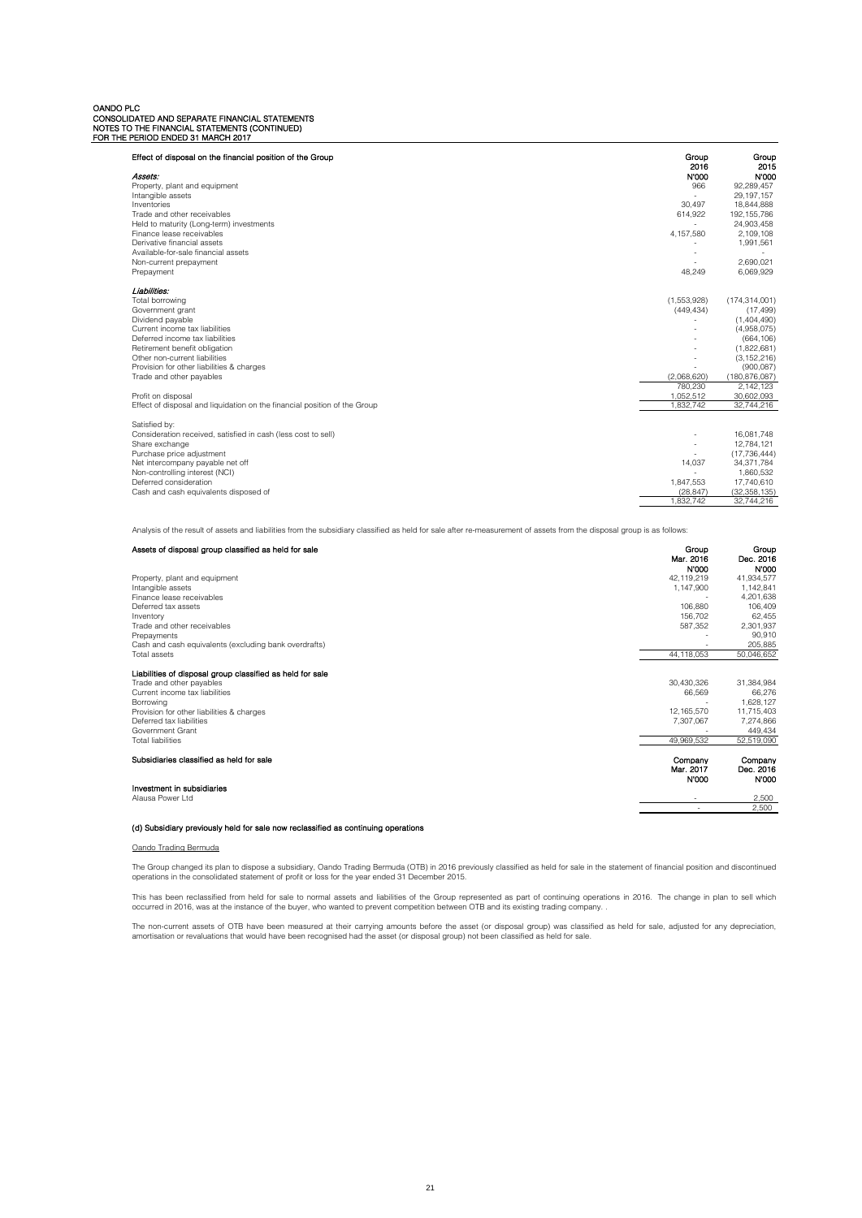| Effect of disposal on the financial position of the Group | Group 2016 | Group 2015 |
|---|---|---|
| ***Assets:*** | N'000 | N'000 |
| Property, plant and equipment | 966 | 92,289,457 |
| Intangible assets | - | 29,197,157 |
| Inventories | 30,497 | 18,844,888 |
| Trade and other receivables | 614,922 | 192,155,786 |
| Held to maturity (Long-term) investments | - | 24,903,458 |
| Finance lease receivables | 4,157,580 | 2,109,108 |
| Derivative financial assets | - | 1,991,561 |
| Available-for-sale financial assets | - | - |
| Non-current prepayment | - | 2,690,021 |
| Prepayment | 48,249 | 6,069,929 |
| ***Liabilities:*** | | |
| Total borrowing | (1,553,928) | (174,314,001) |
| Government grant | (449,434) | (17,499) |
| Dividend payable | - | (1,404,490) |
| Current income tax liabilities | - | (4,958,075) |
| Deferred income tax liabilities | - | (664,106) |
| Retirement benefit obligation | - | (1,822,681) |
| Other non-current liabilities | - | (3,152,216) |
| Provision for other liabilities & charges | - | (900,087) |
| Trade and other payables | (2,068,620) | (180,876,067) |
| | 780,230 | 2,142,123 |
| Profit on disposal | 1,052,512 | 30,602,093 |
| Effect of disposal and liquidation on the financial position of the Group | 1,832,742 | 32,744,216 |
| | | |
| Satisfied by: | | |
| Consideration received, satisfied in cash (less cost to sell) | - | 16,081,748 |
| Share exchange | - | 12,784,121 |
| Purchase price adjustment | - | (17,736,444) |
| Net intercompany payable net off | 14,037 | 34,371,784 |
| Non-controlling interest (NCI) | - | 1,860,532 |
| Deferred consideration | 1,847,553 | 17,740,610 |
| Cash and cash equivalents disposed of | (28,847) | (32,358,135) |
| | 1,832,742 | 32,744,216 |

Analysis of the result of assets and liabilities from the subsidiary classified as held for sale after re-measurement of assets from the disposal group is as follows:

| Assets of disposal group classified as held for sale | Group Mar. 2016 | Group Dec. 2016 |
|---|---|---|
| | N'000 | N'000 |
| Property, plant and equipment | 42,119,219 | 41,934,577 |
| Intangible assets | 1,147,900 | 1,142,841 |
| Finance lease receivables | - | 4,201,638 |
| Deferred tax assets | 106,880 | 106,409 |
| Inventory | 156,702 | 62,455 |
| Trade and other receivables | 587,352 | 2,301,937 |
| Prepayments | - | 90,910 |
| Cash and cash equivalents (excluding bank overdrafts) | - | 205,885 |
| Total assets | 44,118,053 | 50,046,652 |
| | | |
| **Liabilities of disposal group classified as held for sale** | | |
| Trade and other payables | 30,430,326 | 31,384,984 |
| Current income tax liabilities | 66,569 | 66,276 |
| Borrowing | - | 1,628,127 |
| Provision for other liabilities & charges | 12,165,570 | 11,715,403 |
| Deferred tax liabilities | 7,307,067 | 7,274,866 |
| Government Grant | - | 449,434 |
| Total liabilities | 49,969,532 | 52,519,090 |

| Subsidiaries classified as held for sale | Company Mar. 2017 | Company Dec. 2016 |
|---|---|---|
| | N'000 | N'000 |
| **Investment in subsidiaries** | | |
| Alausa Power Ltd | - | 2,500 |
| | - | 2,500 |

#### (d) Subsidiary previously held for sale now reclassified as continuing operations

Oando Trading Bermuda

The Group changed its plan to dispose a subsidiary, Oando Trading Bermuda (OTB) in 2016 previously classified as held for sale in the statement of financial position and discontinued operations in the consolidated statement of profit or loss for the year ended 31 December 2015.

This has been reclassified from held for sale to normal assets and liabilities of the Group represented as part of continuing operations in 2016. The change in plan to sell which occurred in 2016, was at the instance of the buyer, who wanted to prevent competition between OTB and its existing trading company. .

The non-current assets of OTB have been measured at their carrying amounts before the asset (or disposal group) was classified as held for sale, adjusted for any depreciation, amortisation or revaluations that would have been recognised had the asset (or disposal group) not been classified as held for sale.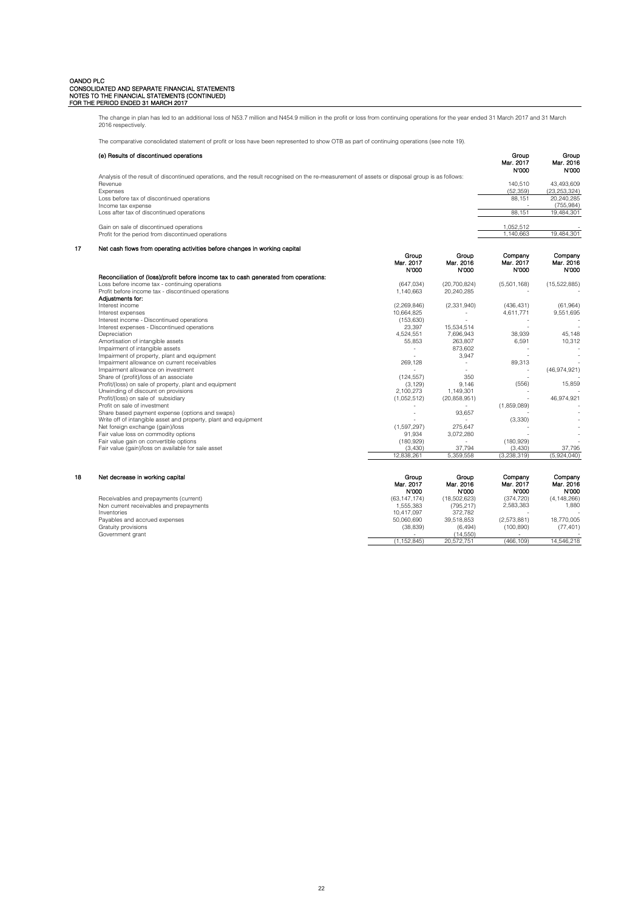The change in plan has led to an additional loss of N53.7 million and N454.9 million in the profit or loss from continuing operations for the year ended 31 March 2017 and 31 March 2016 respectively.

The comparative consolidated statement of profit or loss have been represented to show OTB as part of continuing operations (see note 19).

**(e) Results of discontinued operations**

| | Group Mar. 2017 N'000 | Group Mar. 2016 N'000 |
|---|---|---|
| Analysis of the result of discontinued operations, and the result recognised on the re-measurement of assets or disposal group is as follows: | | |
| Revenue | 140,510 | 43,493,609 |
| Expenses | (52,359) | (23,253,324) |
| Loss before tax of discontinued operations | 88,151 | 20,240,285 |
| Income tax expense | - | (755,984) |
| Loss after tax of discontinued operations | 88,151 | 19,484,301 |
| | | |
| Gain on sale of discontinued operations | 1,052,512 | - |
| Profit for the period from discontinued operations | 1,140,663 | 19,484,301 |

## 17 Net cash flows from operating activities before changes in working capital

| | Group Mar. 2017 N'000 | Group Mar. 2016 N'000 | Company Mar. 2017 N'000 | Company Mar. 2016 N'000 |
|---|---|---|---|---|
| **Reconciliation of (loss)/profit before income tax to cash generated from operations:** | | | | |
| Loss before income tax - continuing operations | (647,034) | (20,700,824) | (5,501,168) | (15,522,885) |
| Profit before income tax - discontinued operations | 1,140,663 | 20,240,285 | - | - |
| **Adjustments for:** | | | | |
| Interest income | (2,269,846) | (2,331,940) | (436,431) | (61,964) |
| Interest expenses | 10,664,825 | - | 4,611,771 | 9,551,695 |
| Interest income - Discontinued operations | (153,630) | - | - | - |
| Interest expenses - Discontinued operations | 23,397 | 15,534,514 | - | - |
| Depreciation | 4,524,551 | 7,696,943 | 38,939 | 45,148 |
| Amortisation of intangible assets | 55,853 | 263,807 | 6,591 | 10,312 |
| Impairment of intangible assets | - | 873,602 | - | - |
| Impairment of property, plant and equipment | - | 3,947 | - | - |
| Impairment allowance on current receivables | 269,128 | - | 89,313 | - |
| Impairment allowance on investment | - | - | - | (46,974,921) |
| Share of (profit)/loss of an associate | (124,557) | 350 | - | - |
| Profit/(loss) on sale of property, plant and equipment | (3,129) | 9,146 | (556) | 15,859 |
| Unwinding of discount on provisions | 2,100,273 | 1,149,301 | - | - |
| Profit/(loss) on sale of subsidiary | (1,052,512) | (20,858,951) | - | 46,974,921 |
| Profit on sale of investment | - | - | (1,859,089) | - |
| Share based payment expense (options and swaps) | - | 93,657 | - | - |
| Write off of intangible asset and property, plant and equipment | - | - | (3,330) | - |
| Net foreign exchange (gain)/loss | (1,597,297) | 275,647 | - | - |
| Fair value loss on commodity options | 91,934 | 3,072,280 | - | - |
| Fair value gain on convertible options | (180,929) | - | (180,929) | - |
| Fair value (gain)/loss on available for sale asset | (3,430) | 37,794 | (3,430) | 37,795 |
| | 12,838,261 | 5,359,558 | (3,238,319) | (5,924,040) |

## 18 Net decrease in working capital

| | Group Mar. 2017 N'000 | Group Mar. 2016 N'000 | Company Mar. 2017 N'000 | Company Mar. 2016 N'000 |
|---|---|---|---|---|
| Receivables and prepayments (current) | (63,147,174) | (18,502,623) | (374,720) | (4,148,266) |
| Non current receivables and prepayments | 1,555,383 | (795,217) | 2,583,383 | 1,880 |
| Inventories | 10,417,097 | 372,782 | - | - |
| Payables and accrued expenses | 50,060,690 | 39,518,853 | (2,573,881) | 18,770,005 |
| Gratuity provisions | (38,839) | (6,494) | (100,890) | (77,401) |
| Government grant | - | (14,550) | - | - |
| | (1,152,845) | 20,572,751 | (466,109) | 14,546,218 |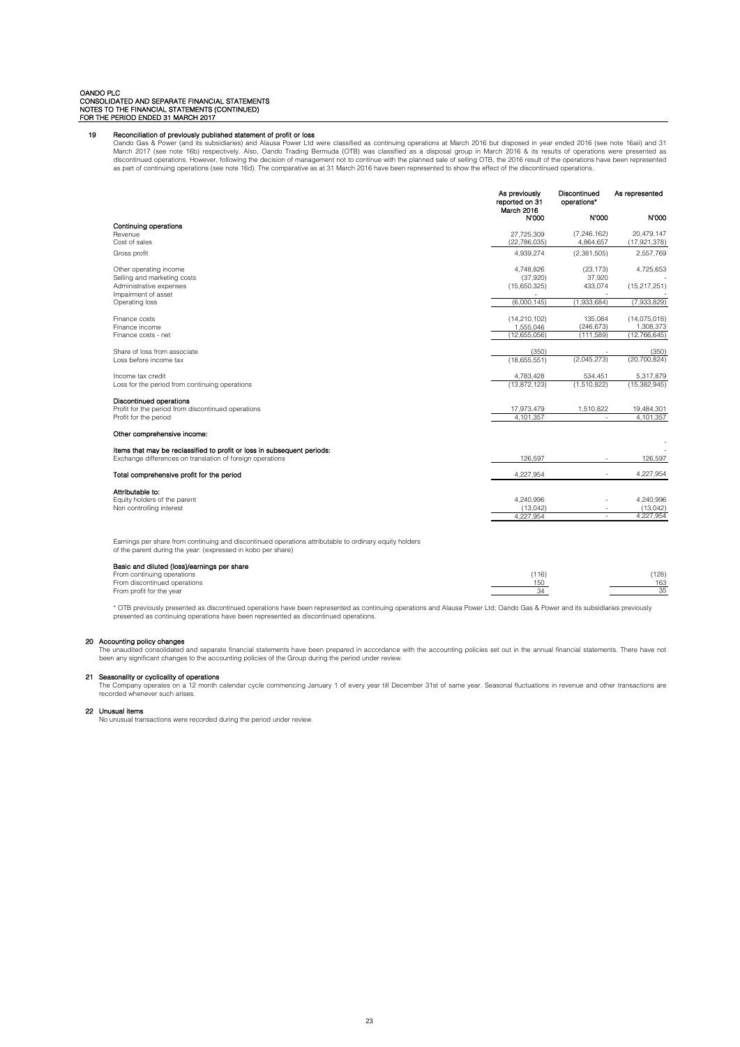OANDO PLC
CONSOLIDATED AND SEPARATE FINANCIAL STATEMENTS
NOTES TO THE FINANCIAL STATEMENTS (CONTINUED)
FOR THE PERIOD ENDED 31 MARCH 2017

## 19 Reconciliation of previously published statement of profit or loss

Oando Gas & Power (and its subsidiaries) and Alausa Power Ltd were classified as continuing operations at March 2016 but disposed in year ended 2016 (see note 16aii) and 31 March 2017 (see note 16b) respectively. Also, Oando Trading Bermuda (OTB) was classified as a disposal group in March 2016 & its results of operations were presented as discontinued operations. However, following the decision of management not to continue with the planned sale of selling OTB, the 2016 result of the operations have been represented as part of continuing operations (see note 16d). The comparative as at 31 March 2016 have been represented to show the effect of the discontinued operations.

| | As previously reported on 31 March 2016 | Discontinued operations* | As represented |
|---|---|---|---|
| | N'000 | N'000 | N'000 |
| **Continuing operations** | | | |
| Revenue | 27,725,309 | (7,246,162) | 20,479,147 |
| Cost of sales | (22,786,035) | 4,864,657 | (17,921,378) |
| Gross profit | 4,939,274 | (2,381,505) | 2,557,769 |
| Other operating income | 4,748,826 | (23,173) | 4,725,653 |
| Selling and marketing costs | (37,920) | 37,920 | - |
| Administrative expenses | (15,650,325) | 433,074 | (15,217,251) |
| Impairment of asset | - | - | - |
| Operating loss | (6,000,145) | (1,933,684) | (7,933,829) |
| Finance costs | (14,210,102) | 135,084 | (14,075,018) |
| Finance income | 1,555,046 | (246,673) | 1,308,373 |
| Finance costs - net | (12,655,056) | (111,589) | (12,766,645) |
| Share of loss from associate | (350) | - | (350) |
| Loss before income tax | (18,655,551) | (2,045,273) | (20,700,824) |
| Income tax credit | 4,783,428 | 534,451 | 5,317,879 |
| Loss for the period from continuing operations | (13,872,123) | (1,510,822) | (15,382,945) |
| **Discontinued operations** | | | |
| Profit for the period from discontinued operations | 17,973,479 | 1,510,822 | 19,484,301 |
| Profit for the period | 4,101,357 | - | 4,101,357 |
| **Other comprehensive income:** | | | - |
| **Items that may be reclassified to profit or loss in subsequent periods:** | | | - |
| Exchange differences on translation of foreign operations | 126,597 | - | 126,597 |
| **Total comprehensive profit for the period** | 4,227,954 | - | 4,227,954 |
| **Attributable to:** | | | |
| Equity holders of the parent | 4,240,996 | - | 4,240,996 |
| Non controlling interest | (13,042) | - | (13,042) |
| | 4,227,954 | - | 4,227,954 |
| Earnings per share from continuing and discontinued operations attributable to ordinary equity holders of the parent during the year: (expressed in kobo per share) | | | |
| **Basic and diluted (loss)/earnings per share** | | | |
| From continuing operations | (116) | | (128) |
| From discontinued operations | 150 | | 163 |
| From profit for the year | 34 | | 35 |

\* OTB previously presented as discontinued operations have been represented as continuing operations and Alausa Power Ltd; Oando Gas & Power and its subsidiaries previously presented as continuing operations have been represented as discontinued operations.

## 20 Accounting policy changes

The unaudited consolidated and separate financial statements have been prepared in accordance with the accounting policies set out in the annual financial statements. There have not been any significant changes to the accounting policies of the Group during the period under review.

## 21 Seasonality or cyclicality of operations

The Company operates on a 12 month calendar cycle commencing January 1 of every year till December 31st of same year. Seasonal fluctuations in revenue and other transactions are recorded whenever such arises.

## 22 Unusual items

No unusual transactions were recorded during the period under review.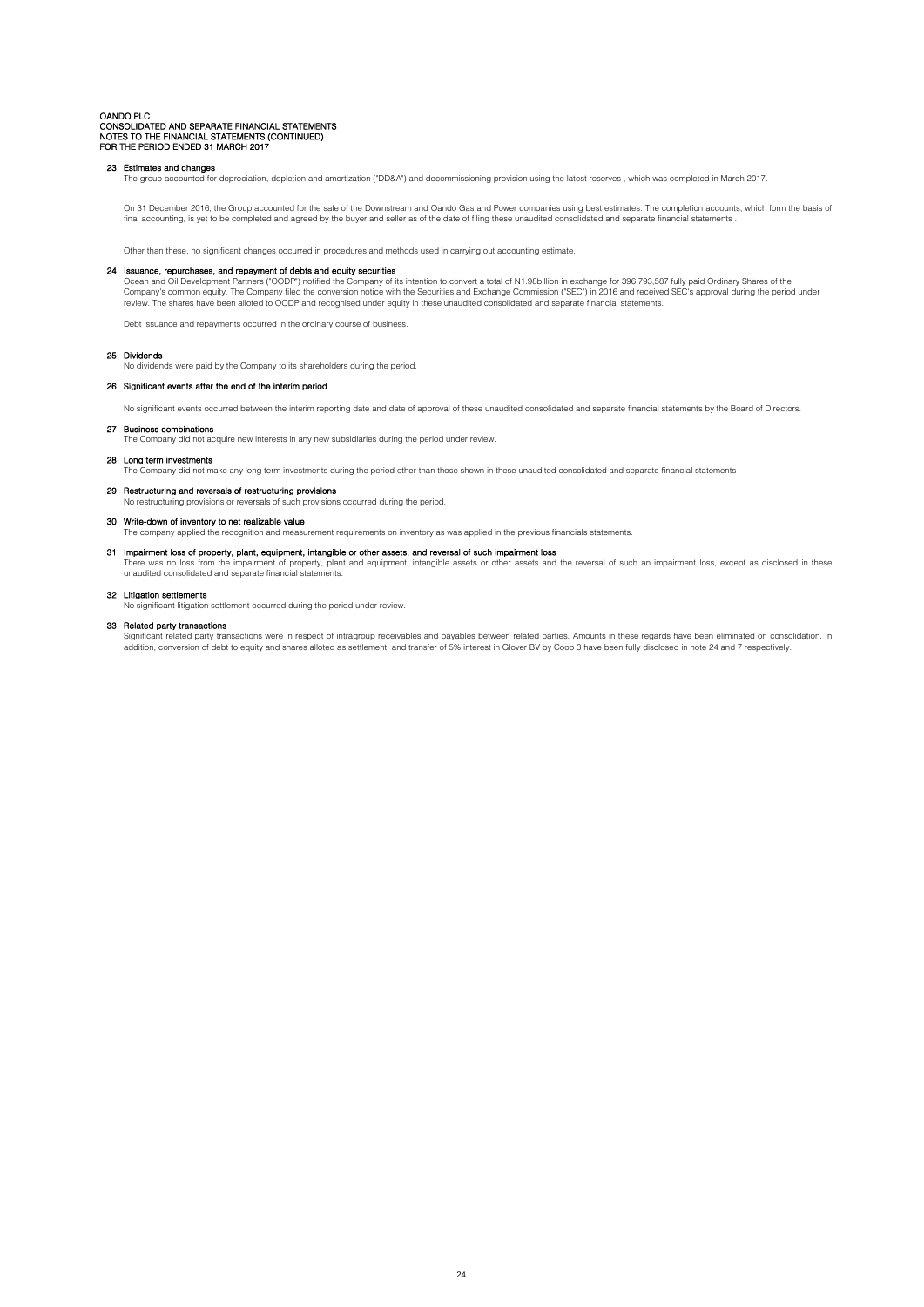# OANDO PLC
## CONSOLIDATED AND SEPARATE FINANCIAL STATEMENTS
## NOTES TO THE FINANCIAL STATEMENTS (CONTINUED)
## FOR THE PERIOD ENDED 31 MARCH 2017

### 23 Estimates and changes

The group accounted for depreciation, depletion and amortization ("DD&A") and decommissioning provision using the latest reserves , which was completed in March 2017.

On 31 December 2016, the Group accounted for the sale of the Downstream and Oando Gas and Power companies using best estimates. The completion accounts, which form the basis of final accounting, is yet to be completed and agreed by the buyer and seller as of the date of filing these unaudited consolidated and separate financial statements .

Other than these, no significant changes occurred in procedures and methods used in carrying out accounting estimate.

### 24 Issuance, repurchases, and repayment of debts and equity securities

Ocean and Oil Development Partners ("OODP") notified the Company of its intention to convert a total of N1.98billion in exchange for 396,793,587 fully paid Ordinary Shares of the Company's common equity. The Company filed the conversion notice with the Securities and Exchange Commission ("SEC") in 2016 and received SEC's approval during the period under review. The shares have been alloted to OODP and recognised under equity in these unaudited consolidated and separate financial statements.

Debt issuance and repayments occurred in the ordinary course of business.

### 25 Dividends

No dividends were paid by the Company to its shareholders during the period.

### 26 Significant events after the end of the interim period

No significant events occurred between the interim reporting date and date of approval of these unaudited consolidated and separate financial statements by the Board of Directors.

### 27 Business combinations

The Company did not acquire new interests in any new subsidiaries during the period under review.

### 28 Long term investments

The Company did not make any long term investments during the period other than those shown in these unaudited consolidated and separate financial statements

### 29 Restructuring and reversals of restructuring provisions

No restructuring provisions or reversals of such provisions occurred during the period.

### 30 Write-down of inventory to net realizable value

The company applied the recognition and measurement requirements on inventory as was applied in the previous financials statements.

### 31 Impairment loss of property, plant, equipment, intangible or other assets, and reversal of such impairment loss

There was no loss from the impairment of property, plant and equipment, intangible assets or other assets and the reversal of such an impairment loss, except as disclosed in these unaudited consolidated and separate financial statements.

### 32 Litigation settlements

No significant litigation settlement occurred during the period under review.

### 33 Related party transactions

Significant related party transactions were in respect of intragroup receivables and payables between related parties. Amounts in these regards have been eliminated on consolidation. In addition, conversion of debt to equity and shares alloted as settlement; and transfer of 5% interest in Glover BV by Coop 3 have been fully disclosed in note 24 and 7 respectively.